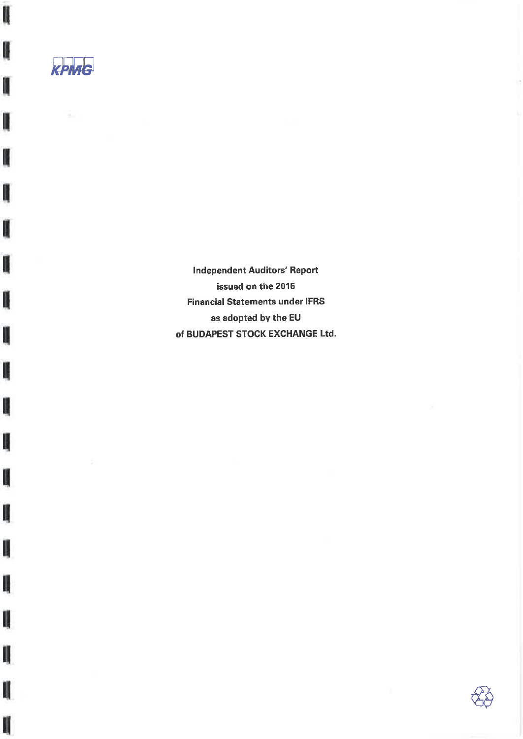KPMG

**Independent Auditors' Report**
**issued on the 2015**
**Financial Statements under IFRS**
**as adopted by the EU**
**of BUDAPEST STOCK EXCHANGE Ltd.**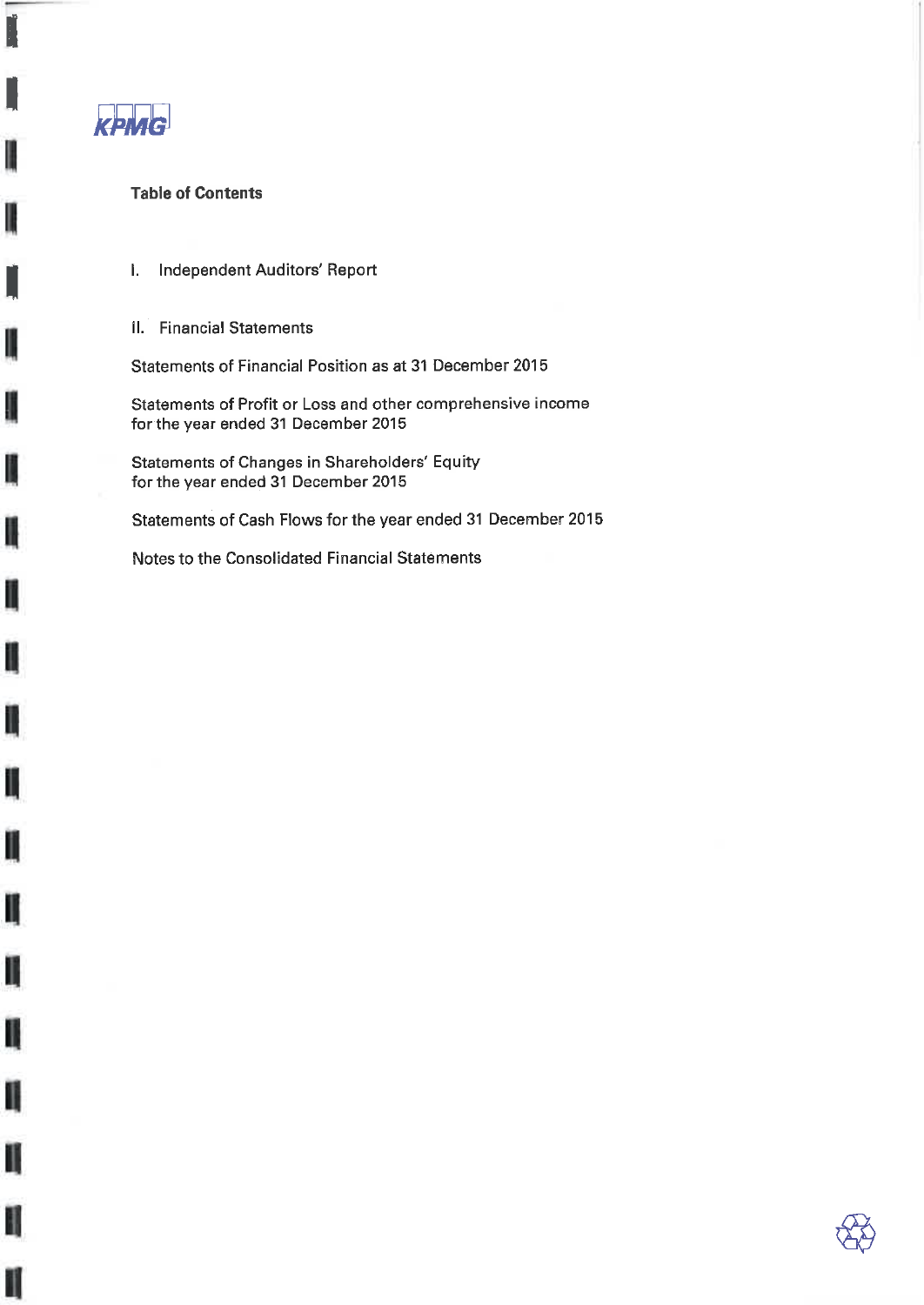KPMG

## Table of Contents

I. Independent Auditors' Report

II. Financial Statements

Statements of Financial Position as at 31 December 2015

Statements of Profit or Loss and other comprehensive income for the year ended 31 December 2015

Statements of Changes in Shareholders' Equity for the year ended 31 December 2015

Statements of Cash Flows for the year ended 31 December 2015

Notes to the Consolidated Financial Statements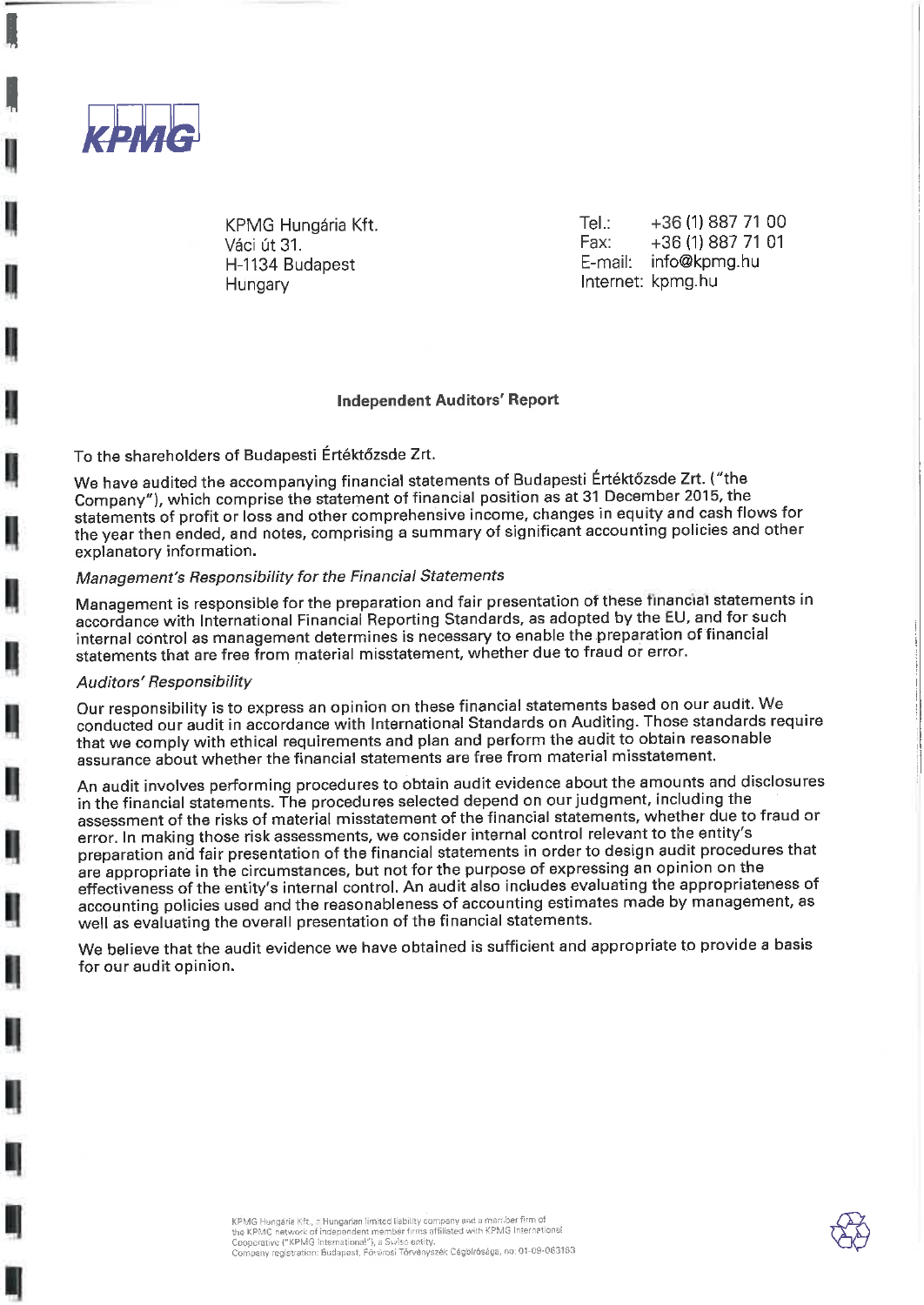KPMG Hungária Kft.
Váci út 31.
H-1134 Budapest
Hungary

Tel.: +36 (1) 887 71 00
Fax: +36 (1) 887 71 01
E-mail: info@kpmg.hu
Internet: kpmg.hu

## Independent Auditors' Report

To the shareholders of Budapesti Értéktőzsde Zrt.

We have audited the accompanying financial statements of Budapesti Értéktőzsde Zrt. ("the Company"), which comprise the statement of financial position as at 31 December 2015, the statements of profit or loss and other comprehensive income, changes in equity and cash flows for the year then ended, and notes, comprising a summary of significant accounting policies and other explanatory information.

### *Management's Responsibility for the Financial Statements*

Management is responsible for the preparation and fair presentation of these financial statements in accordance with International Financial Reporting Standards, as adopted by the EU, and for such internal control as management determines is necessary to enable the preparation of financial statements that are free from material misstatement, whether due to fraud or error.

### *Auditors' Responsibility*

Our responsibility is to express an opinion on these financial statements based on our audit. We conducted our audit in accordance with International Standards on Auditing. Those standards require that we comply with ethical requirements and plan and perform the audit to obtain reasonable assurance about whether the financial statements are free from material misstatement.

An audit involves performing procedures to obtain audit evidence about the amounts and disclosures in the financial statements. The procedures selected depend on our judgment, including the assessment of the risks of material misstatement of the financial statements, whether due to fraud or error. In making those risk assessments, we consider internal control relevant to the entity's preparation and fair presentation of the financial statements in order to design audit procedures that are appropriate in the circumstances, but not for the purpose of expressing an opinion on the effectiveness of the entity's internal control. An audit also includes evaluating the appropriateness of accounting policies used and the reasonableness of accounting estimates made by management, as well as evaluating the overall presentation of the financial statements.

We believe that the audit evidence we have obtained is sufficient and appropriate to provide a basis for our audit opinion.

KPMG Hungária Kft., a Hungarian limited liability company and a member firm of the KPMG network of independent member firms affiliated with KPMG International Cooperative ("KPMG International"), a Swiss entity.
Company registration: Budapest, Fővárosi Törvényszék Cégbírósága, no: 01-09-063183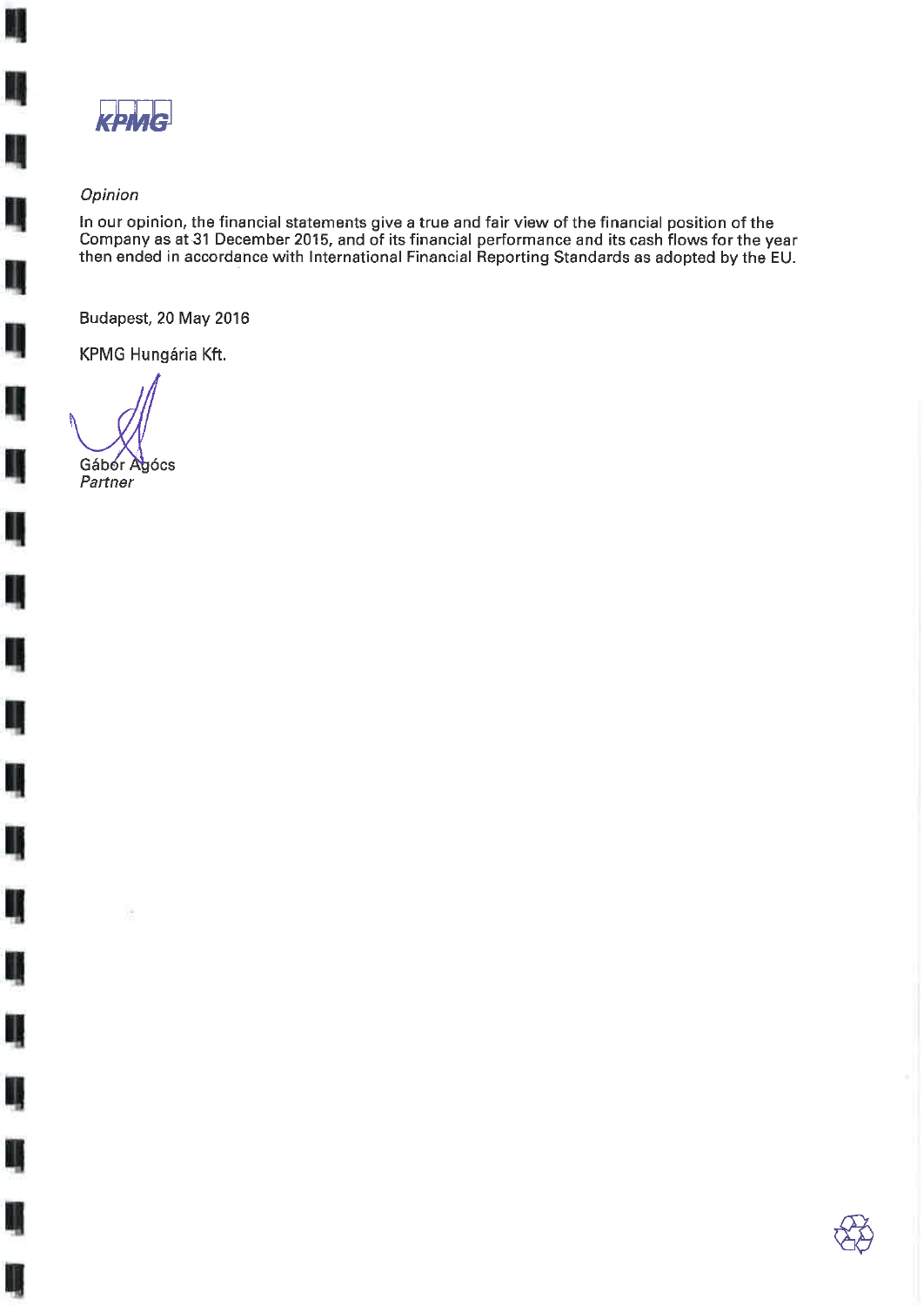*Opinion*

In our opinion, the financial statements give a true and fair view of the financial position of the Company as at 31 December 2015, and of its financial performance and its cash flows for the year then ended in accordance with International Financial Reporting Standards as adopted by the EU.

Budapest, 20 May 2016

KPMG Hungária Kft.

Gábor Agócs
*Partner*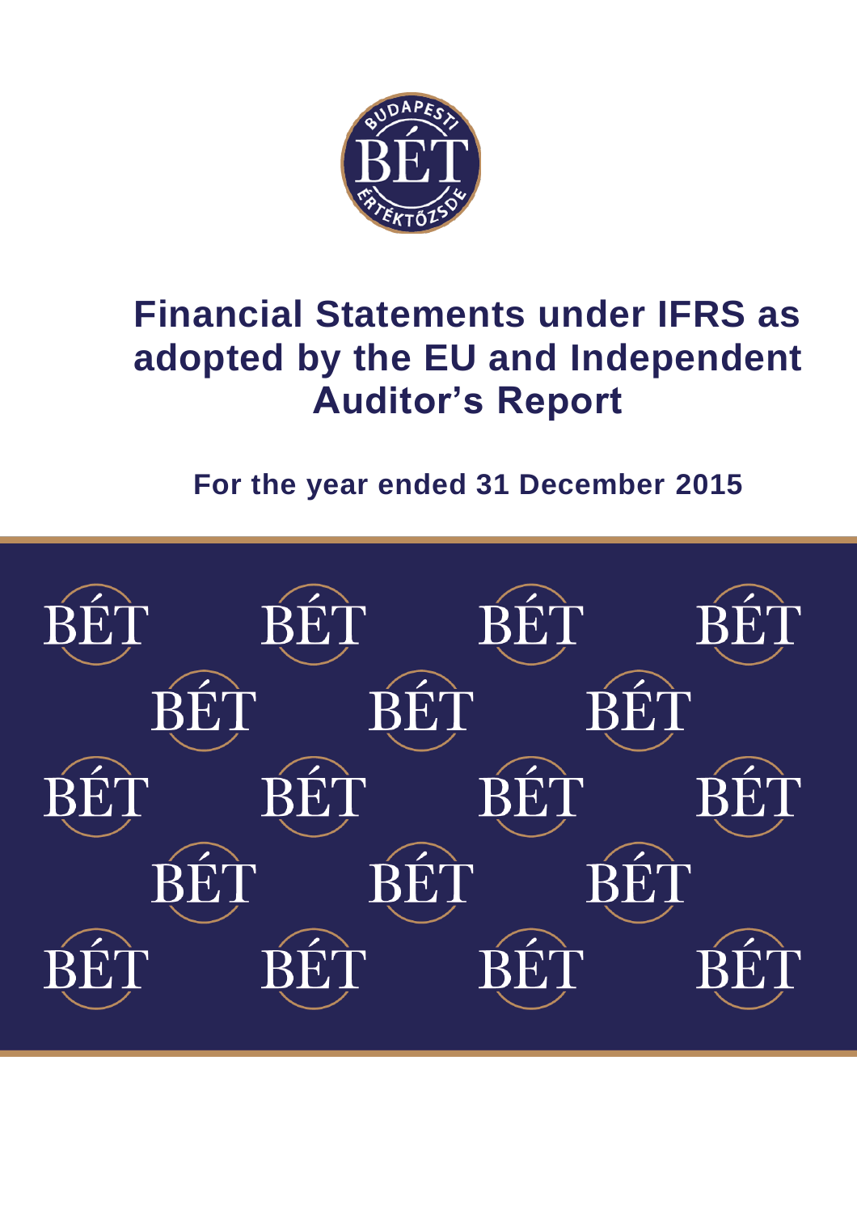# Financial Statements under IFRS as adopted by the EU and Independent Auditor's Report

**For the year ended 31 December 2015**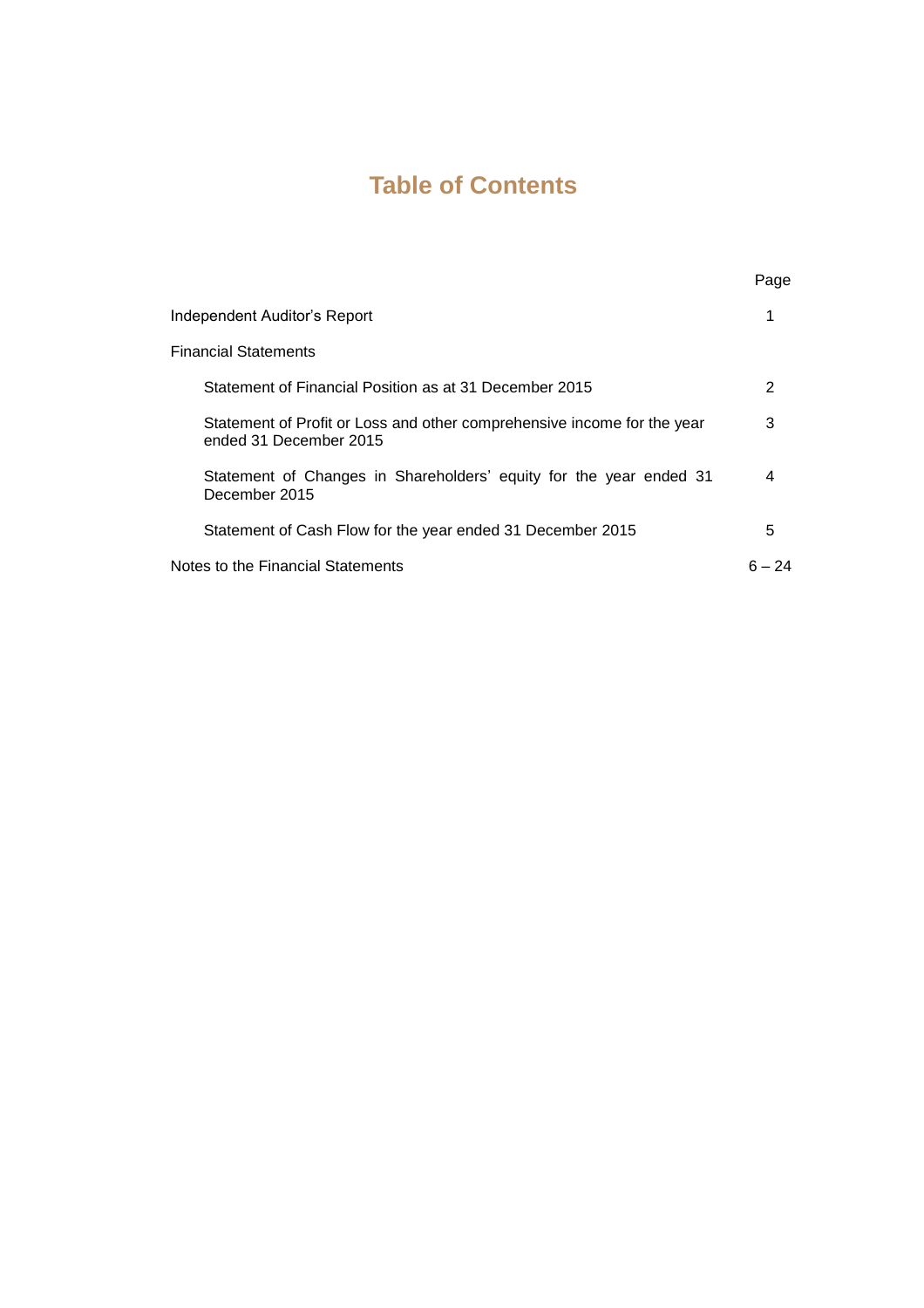# Table of Contents

| | Page |
|---|---|
| Independent Auditor's Report | 1 |
| Financial Statements | |
| Statement of Financial Position as at 31 December 2015 | 2 |
| Statement of Profit or Loss and other comprehensive income for the year ended 31 December 2015 | 3 |
| Statement of Changes in Shareholders' equity for the year ended 31 December 2015 | 4 |
| Statement of Cash Flow for the year ended 31 December 2015 | 5 |
| Notes to the Financial Statements | 6 – 24 |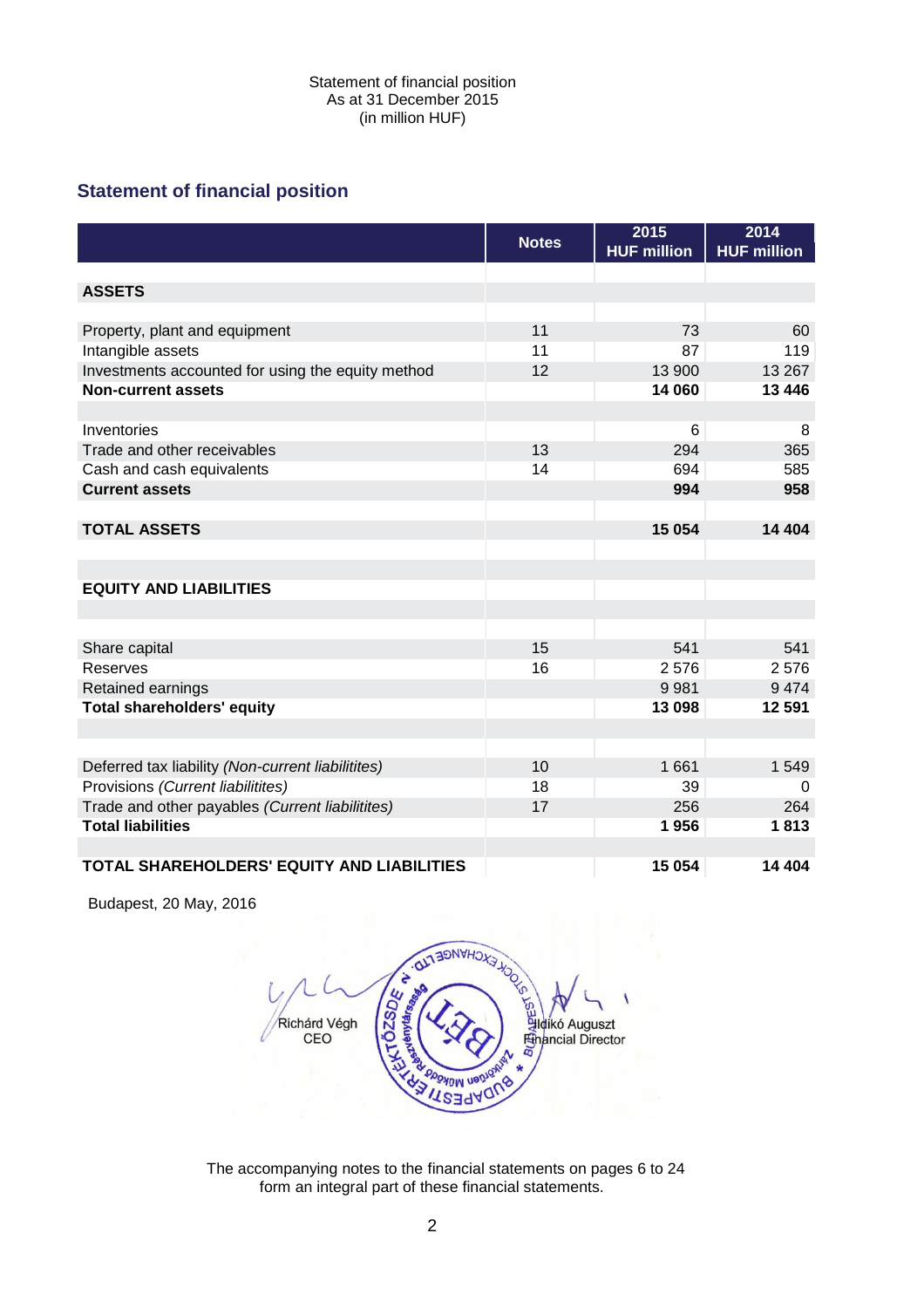Statement of financial position
As at 31 December 2015
(in million HUF)

## Statement of financial position

| | Notes | 2015 HUF million | 2014 HUF million |
|---|---|---|---|
| **ASSETS** | | | |
| Property, plant and equipment | 11 | 73 | 60 |
| Intangible assets | 11 | 87 | 119 |
| Investments accounted for using the equity method | 12 | 13 900 | 13 267 |
| **Non-current assets** | | **14 060** | **13 446** |
| Inventories | | 6 | 8 |
| Trade and other receivables | 13 | 294 | 365 |
| Cash and cash equivalents | 14 | 694 | 585 |
| **Current assets** | | **994** | **958** |
| **TOTAL ASSETS** | | **15 054** | **14 404** |
| **EQUITY AND LIABILITIES** | | | |
| Share capital | 15 | 541 | 541 |
| Reserves | 16 | 2 576 | 2 576 |
| Retained earnings | | 9 981 | 9 474 |
| **Total shareholders' equity** | | **13 098** | **12 591** |
| Deferred tax liability *(Non-current liabilitites)* | 10 | 1 661 | 1 549 |
| Provisions *(Current liabilitites)* | 18 | 39 | 0 |
| Trade and other payables *(Current liabilitites)* | 17 | 256 | 264 |
| **Total liabilities** | | **1 956** | **1 813** |
| **TOTAL SHAREHOLDERS' EQUITY AND LIABILITIES** | | **15 054** | **14 404** |

Budapest, 20 May, 2016

Richárd Végh
CEO

Ildikó Auguszt
Financial Director

The accompanying notes to the financial statements on pages 6 to 24 form an integral part of these financial statements.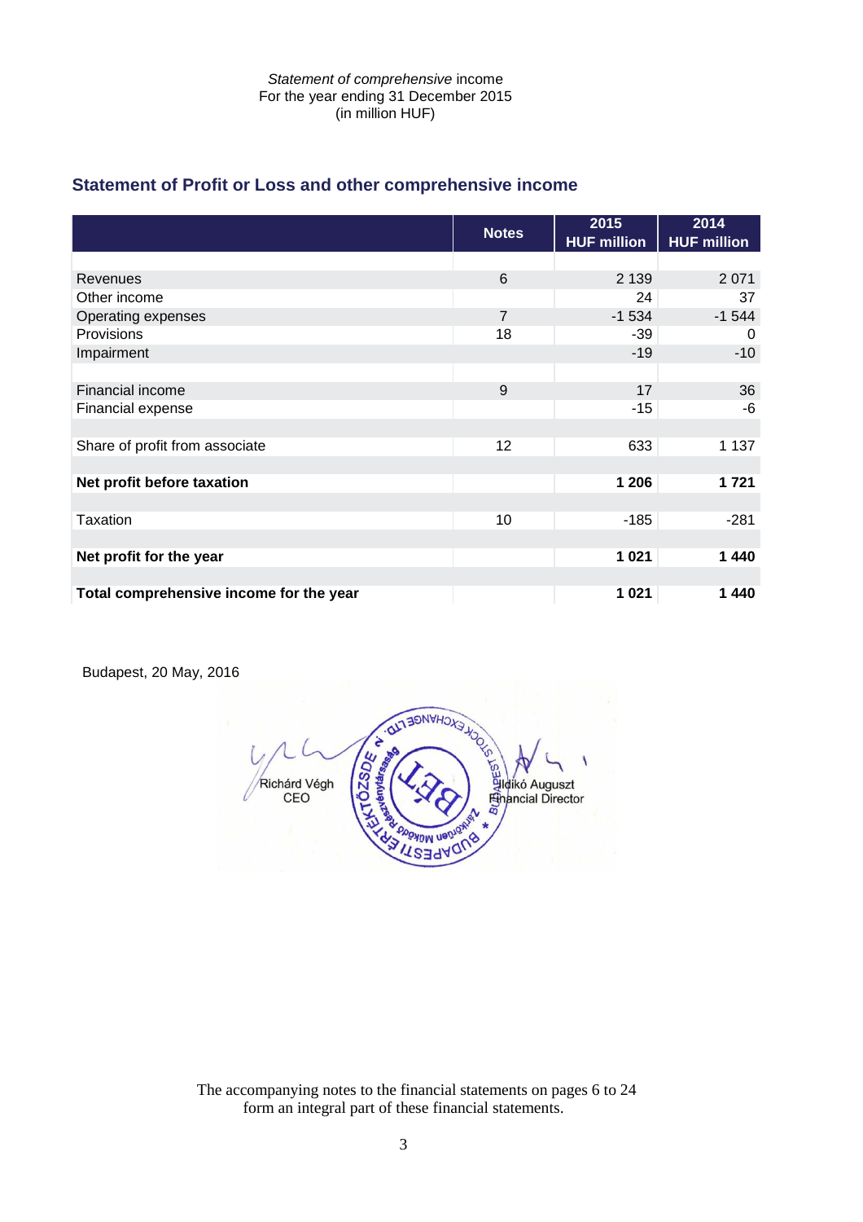*Statement of comprehensive* income
For the year ending 31 December 2015
(in million HUF)

## Statement of Profit or Loss and other comprehensive income

| | Notes | 2015 HUF million | 2014 HUF million |
|---|---|---|---|
| Revenues | 6 | 2 139 | 2 071 |
| Other income | | 24 | 37 |
| Operating expenses | 7 | -1 534 | -1 544 |
| Provisions | 18 | -39 | 0 |
| Impairment | | -19 | -10 |
| | | | |
| Financial income | 9 | 17 | 36 |
| Financial expense | | -15 | -6 |
| | | | |
| Share of profit from associate | 12 | 633 | 1 137 |
| | | | |
| **Net profit before taxation** | | **1 206** | **1 721** |
| | | | |
| Taxation | 10 | -185 | -281 |
| | | | |
| **Net profit for the year** | | **1 021** | **1 440** |
| | | | |
| **Total comprehensive income for the year** | | **1 021** | **1 440** |

Budapest, 20 May, 2016

Richárd Végh
CEO

Ildikó Auguszt
Financial Director

The accompanying notes to the financial statements on pages 6 to 24 form an integral part of these financial statements.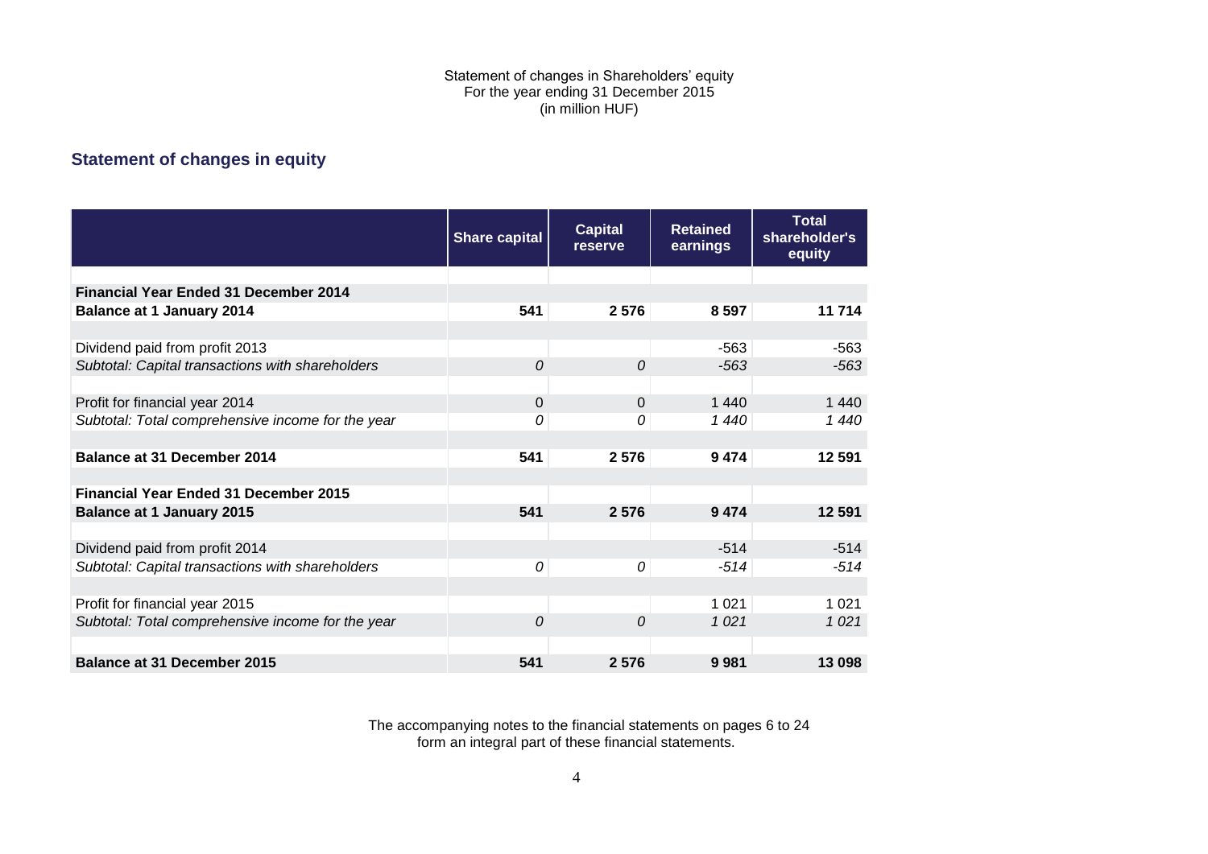Statement of changes in Shareholders' equity
For the year ending 31 December 2015
(in million HUF)

## Statement of changes in equity

| | Share capital | Capital reserve | Retained earnings | Total shareholder's equity |
|---|---|---|---|---|
| **Financial Year Ended 31 December 2014** | | | | |
| **Balance at 1 January 2014** | **541** | **2 576** | **8 597** | **11 714** |
| Dividend paid from profit 2013 | | | -563 | -563 |
| *Subtotal: Capital transactions with shareholders* | *0* | *0* | *-563* | *-563* |
| Profit for financial year 2014 | 0 | 0 | 1 440 | 1 440 |
| *Subtotal: Total comprehensive income for the year* | *0* | *0* | *1 440* | *1 440* |
| **Balance at 31 December 2014** | **541** | **2 576** | **9 474** | **12 591** |
| **Financial Year Ended 31 December 2015** | | | | |
| **Balance at 1 January 2015** | **541** | **2 576** | **9 474** | **12 591** |
| Dividend paid from profit 2014 | | | -514 | -514 |
| *Subtotal: Capital transactions with shareholders* | *0* | *0* | *-514* | *-514* |
| Profit for financial year 2015 | | | 1 021 | 1 021 |
| *Subtotal: Total comprehensive income for the year* | *0* | *0* | *1 021* | *1 021* |
| **Balance at 31 December 2015** | **541** | **2 576** | **9 981** | **13 098** |

The accompanying notes to the financial statements on pages 6 to 24 form an integral part of these financial statements.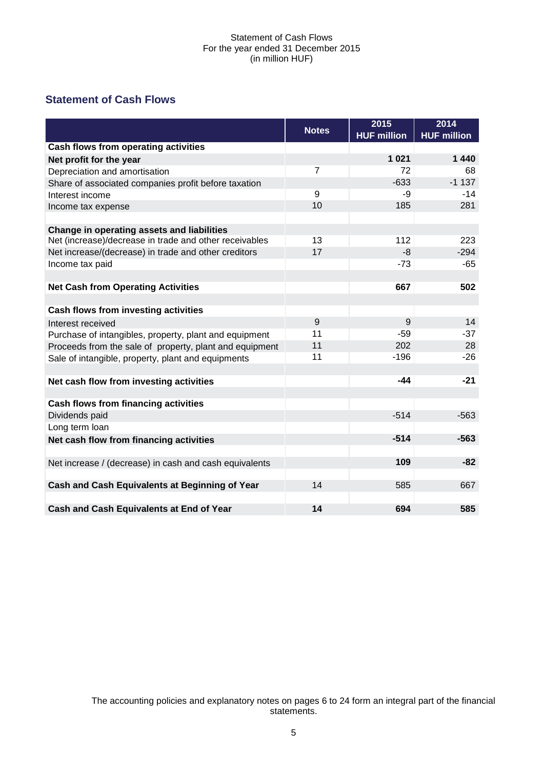Statement of Cash Flows
For the year ended 31 December 2015
(in million HUF)

## Statement of Cash Flows

| | Notes | 2015 HUF million | 2014 HUF million |
|---|---|---|---|
| **Cash flows from operating activities** | | | |
| **Net profit for the year** | | **1 021** | **1 440** |
| Depreciation and amortisation | 7 | 72 | 68 |
| Share of associated companies profit before taxation | | -633 | -1 137 |
| Interest income | 9 | -9 | -14 |
| Income tax expense | 10 | 185 | 281 |
| | | | |
| **Change in operating assets and liabilities** | | | |
| Net (increase)/decrease in trade and other receivables | 13 | 112 | 223 |
| Net increase/(decrease) in trade and other creditors | 17 | -8 | -294 |
| Income tax paid | | -73 | -65 |
| | | | |
| **Net Cash from Operating Activities** | | **667** | **502** |
| | | | |
| **Cash flows from investing activities** | | | |
| Interest received | 9 | 9 | 14 |
| Purchase of intangibles, property, plant and equipment | 11 | -59 | -37 |
| Proceeds from the sale of property, plant and equipment | 11 | 202 | 28 |
| Sale of intangible, property, plant and equipments | 11 | -196 | -26 |
| | | | |
| **Net cash flow from investing activities** | | **-44** | **-21** |
| | | | |
| **Cash flows from financing activities** | | | |
| Dividends paid | | -514 | -563 |
| Long term loan | | | |
| **Net cash flow from financing activities** | | **-514** | **-563** |
| | | | |
| Net increase / (decrease) in cash and cash equivalents | | **109** | **-82** |
| | | | |
| **Cash and Cash Equivalents at Beginning of Year** | 14 | 585 | 667 |
| | | | |
| **Cash and Cash Equivalents at End of Year** | **14** | **694** | **585** |

The accounting policies and explanatory notes on pages 6 to 24 form an integral part of the financial statements.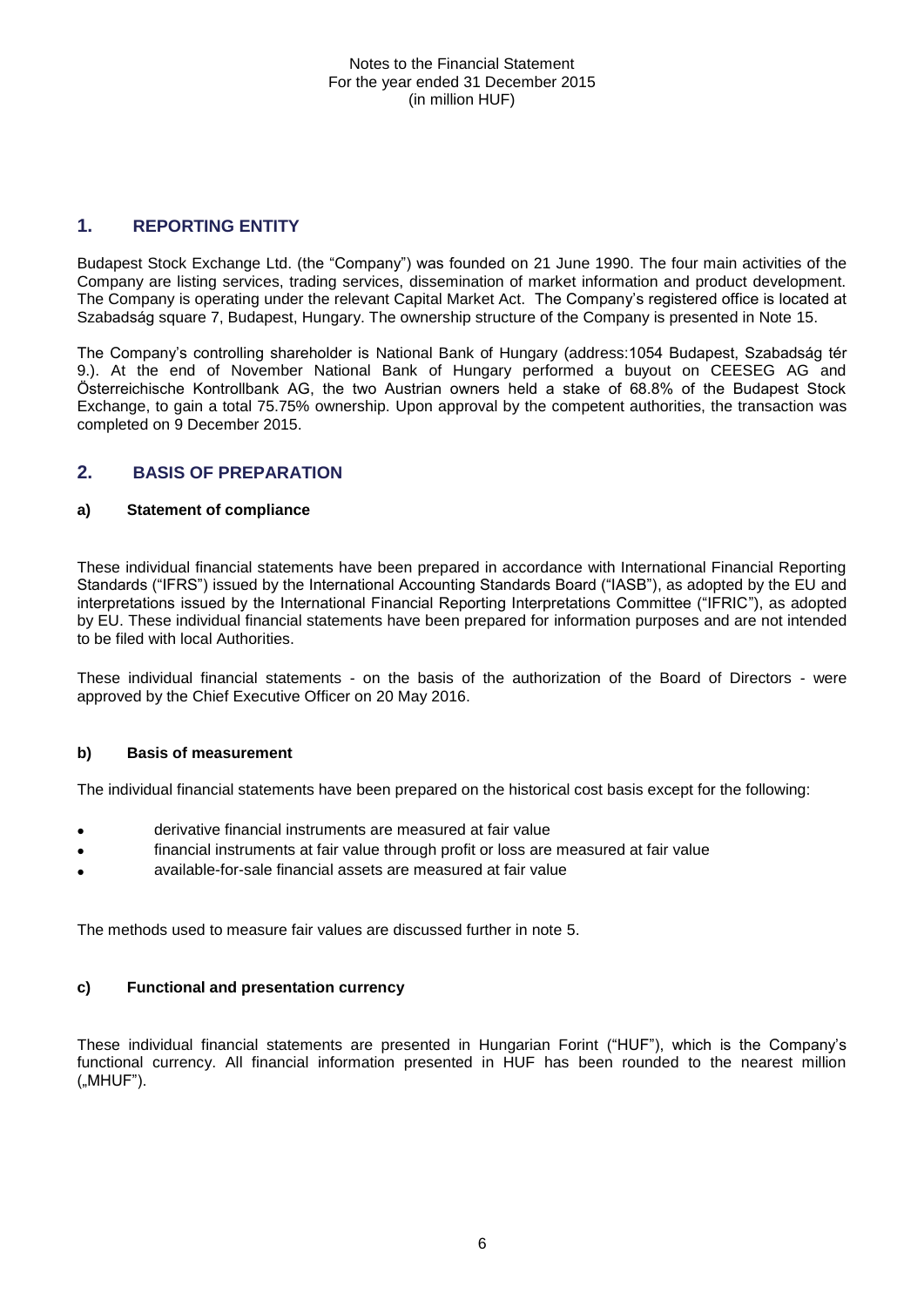## 1. REPORTING ENTITY

Budapest Stock Exchange Ltd. (the "Company") was founded on 21 June 1990. The four main activities of the Company are listing services, trading services, dissemination of market information and product development. The Company is operating under the relevant Capital Market Act. The Company's registered office is located at Szabadság square 7, Budapest, Hungary. The ownership structure of the Company is presented in Note 15.

The Company's controlling shareholder is National Bank of Hungary (address:1054 Budapest, Szabadság tér 9.). At the end of November National Bank of Hungary performed a buyout on CEESEG AG and Österreichische Kontrollbank AG, the two Austrian owners held a stake of 68.8% of the Budapest Stock Exchange, to gain a total 75.75% ownership. Upon approval by the competent authorities, the transaction was completed on 9 December 2015.

## 2. BASIS OF PREPARATION

### a) Statement of compliance

These individual financial statements have been prepared in accordance with International Financial Reporting Standards ("IFRS") issued by the International Accounting Standards Board ("IASB"), as adopted by the EU and interpretations issued by the International Financial Reporting Interpretations Committee ("IFRIC"), as adopted by EU. These individual financial statements have been prepared for information purposes and are not intended to be filed with local Authorities.

These individual financial statements - on the basis of the authorization of the Board of Directors - were approved by the Chief Executive Officer on 20 May 2016.

### b) Basis of measurement

The individual financial statements have been prepared on the historical cost basis except for the following:

- derivative financial instruments are measured at fair value
- financial instruments at fair value through profit or loss are measured at fair value
- available-for-sale financial assets are measured at fair value

The methods used to measure fair values are discussed further in note 5.

### c) Functional and presentation currency

These individual financial statements are presented in Hungarian Forint ("HUF"), which is the Company's functional currency. All financial information presented in HUF has been rounded to the nearest million („MHUF").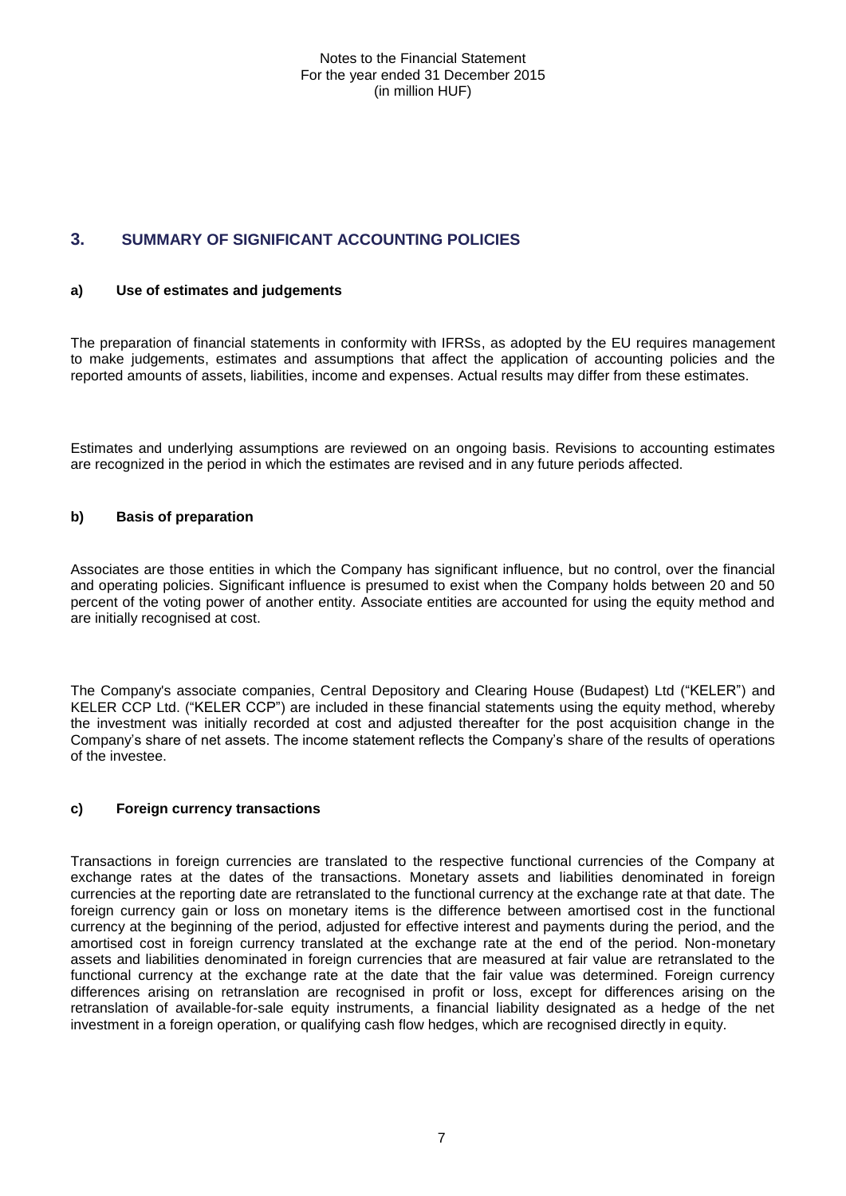## 3. SUMMARY OF SIGNIFICANT ACCOUNTING POLICIES

### a) Use of estimates and judgements

The preparation of financial statements in conformity with IFRSs, as adopted by the EU requires management to make judgements, estimates and assumptions that affect the application of accounting policies and the reported amounts of assets, liabilities, income and expenses. Actual results may differ from these estimates.

Estimates and underlying assumptions are reviewed on an ongoing basis. Revisions to accounting estimates are recognized in the period in which the estimates are revised and in any future periods affected.

### b) Basis of preparation

Associates are those entities in which the Company has significant influence, but no control, over the financial and operating policies. Significant influence is presumed to exist when the Company holds between 20 and 50 percent of the voting power of another entity. Associate entities are accounted for using the equity method and are initially recognised at cost.

The Company's associate companies, Central Depository and Clearing House (Budapest) Ltd ("KELER") and KELER CCP Ltd. ("KELER CCP") are included in these financial statements using the equity method, whereby the investment was initially recorded at cost and adjusted thereafter for the post acquisition change in the Company's share of net assets. The income statement reflects the Company's share of the results of operations of the investee.

### c) Foreign currency transactions

Transactions in foreign currencies are translated to the respective functional currencies of the Company at exchange rates at the dates of the transactions. Monetary assets and liabilities denominated in foreign currencies at the reporting date are retranslated to the functional currency at the exchange rate at that date. The foreign currency gain or loss on monetary items is the difference between amortised cost in the functional currency at the beginning of the period, adjusted for effective interest and payments during the period, and the amortised cost in foreign currency translated at the exchange rate at the end of the period. Non-monetary assets and liabilities denominated in foreign currencies that are measured at fair value are retranslated to the functional currency at the exchange rate at the date that the fair value was determined. Foreign currency differences arising on retranslation are recognised in profit or loss, except for differences arising on the retranslation of available-for-sale equity instruments, a financial liability designated as a hedge of the net investment in a foreign operation, or qualifying cash flow hedges, which are recognised directly in equity.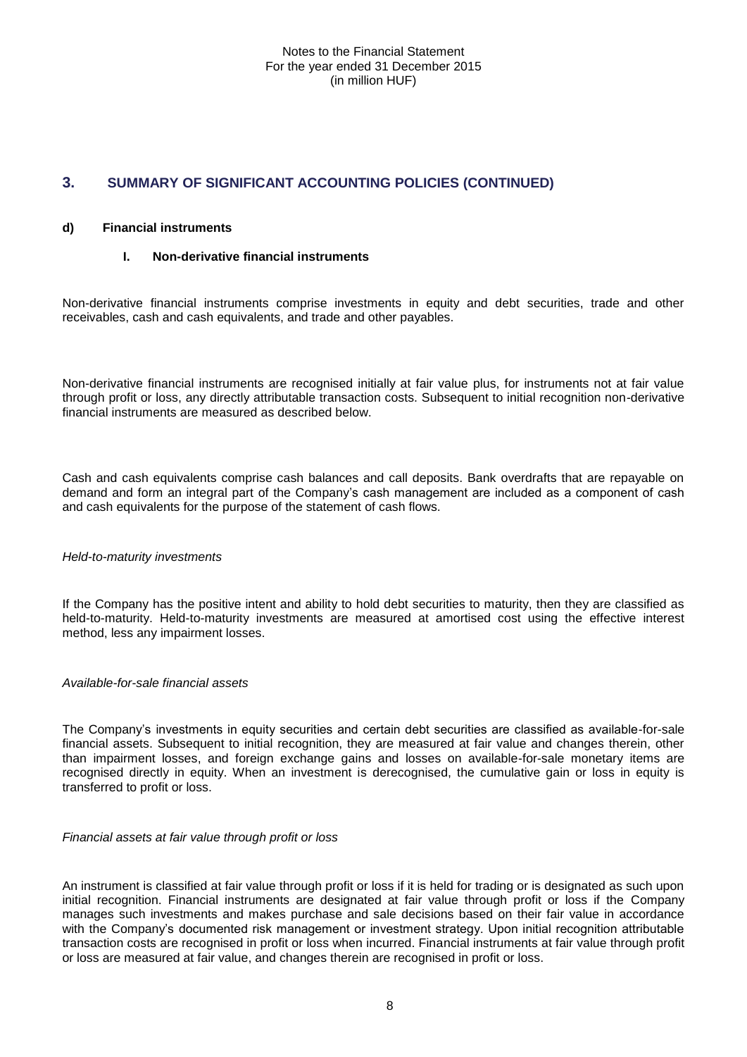## 3. SUMMARY OF SIGNIFICANT ACCOUNTING POLICIES (CONTINUED)

### d) Financial instruments

#### I. Non-derivative financial instruments

Non-derivative financial instruments comprise investments in equity and debt securities, trade and other receivables, cash and cash equivalents, and trade and other payables.

Non-derivative financial instruments are recognised initially at fair value plus, for instruments not at fair value through profit or loss, any directly attributable transaction costs. Subsequent to initial recognition non-derivative financial instruments are measured as described below.

Cash and cash equivalents comprise cash balances and call deposits. Bank overdrafts that are repayable on demand and form an integral part of the Company's cash management are included as a component of cash and cash equivalents for the purpose of the statement of cash flows.

*Held-to-maturity investments*

If the Company has the positive intent and ability to hold debt securities to maturity, then they are classified as held-to-maturity. Held-to-maturity investments are measured at amortised cost using the effective interest method, less any impairment losses.

*Available-for-sale financial assets*

The Company's investments in equity securities and certain debt securities are classified as available-for-sale financial assets. Subsequent to initial recognition, they are measured at fair value and changes therein, other than impairment losses, and foreign exchange gains and losses on available-for-sale monetary items are recognised directly in equity. When an investment is derecognised, the cumulative gain or loss in equity is transferred to profit or loss.

*Financial assets at fair value through profit or loss*

An instrument is classified at fair value through profit or loss if it is held for trading or is designated as such upon initial recognition. Financial instruments are designated at fair value through profit or loss if the Company manages such investments and makes purchase and sale decisions based on their fair value in accordance with the Company's documented risk management or investment strategy. Upon initial recognition attributable transaction costs are recognised in profit or loss when incurred. Financial instruments at fair value through profit or loss are measured at fair value, and changes therein are recognised in profit or loss.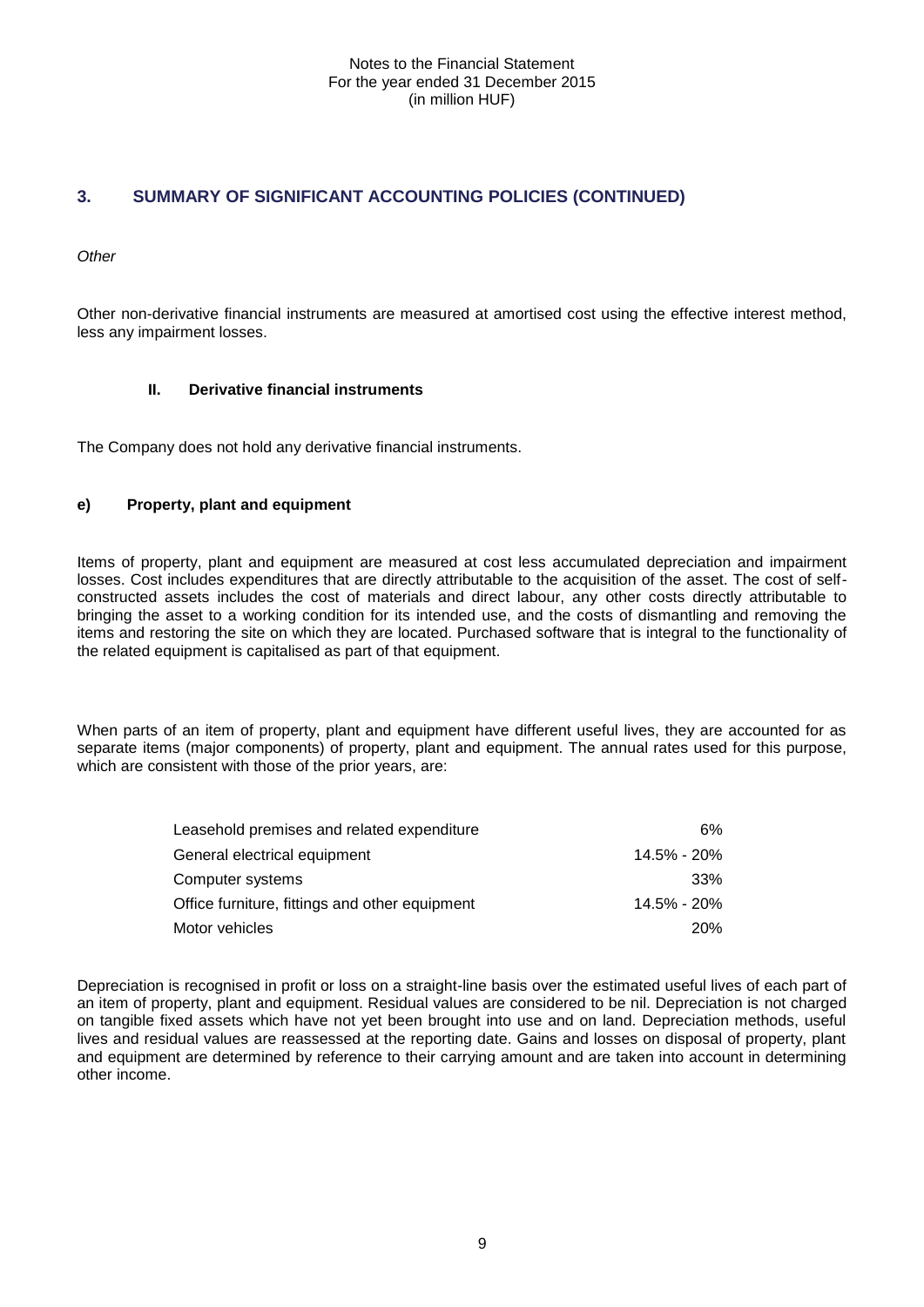## 3. SUMMARY OF SIGNIFICANT ACCOUNTING POLICIES (CONTINUED)

*Other*

Other non-derivative financial instruments are measured at amortised cost using the effective interest method, less any impairment losses.

### II. Derivative financial instruments

The Company does not hold any derivative financial instruments.

### e) Property, plant and equipment

Items of property, plant and equipment are measured at cost less accumulated depreciation and impairment losses. Cost includes expenditures that are directly attributable to the acquisition of the asset. The cost of self-constructed assets includes the cost of materials and direct labour, any other costs directly attributable to bringing the asset to a working condition for its intended use, and the costs of dismantling and removing the items and restoring the site on which they are located. Purchased software that is integral to the functionality of the related equipment is capitalised as part of that equipment.

When parts of an item of property, plant and equipment have different useful lives, they are accounted for as separate items (major components) of property, plant and equipment. The annual rates used for this purpose, which are consistent with those of the prior years, are:

| | |
|---|---|
| Leasehold premises and related expenditure | 6% |
| General electrical equipment | 14.5% - 20% |
| Computer systems | 33% |
| Office furniture, fittings and other equipment | 14.5% - 20% |
| Motor vehicles | 20% |

Depreciation is recognised in profit or loss on a straight-line basis over the estimated useful lives of each part of an item of property, plant and equipment. Residual values are considered to be nil. Depreciation is not charged on tangible fixed assets which have not yet been brought into use and on land. Depreciation methods, useful lives and residual values are reassessed at the reporting date. Gains and losses on disposal of property, plant and equipment are determined by reference to their carrying amount and are taken into account in determining other income.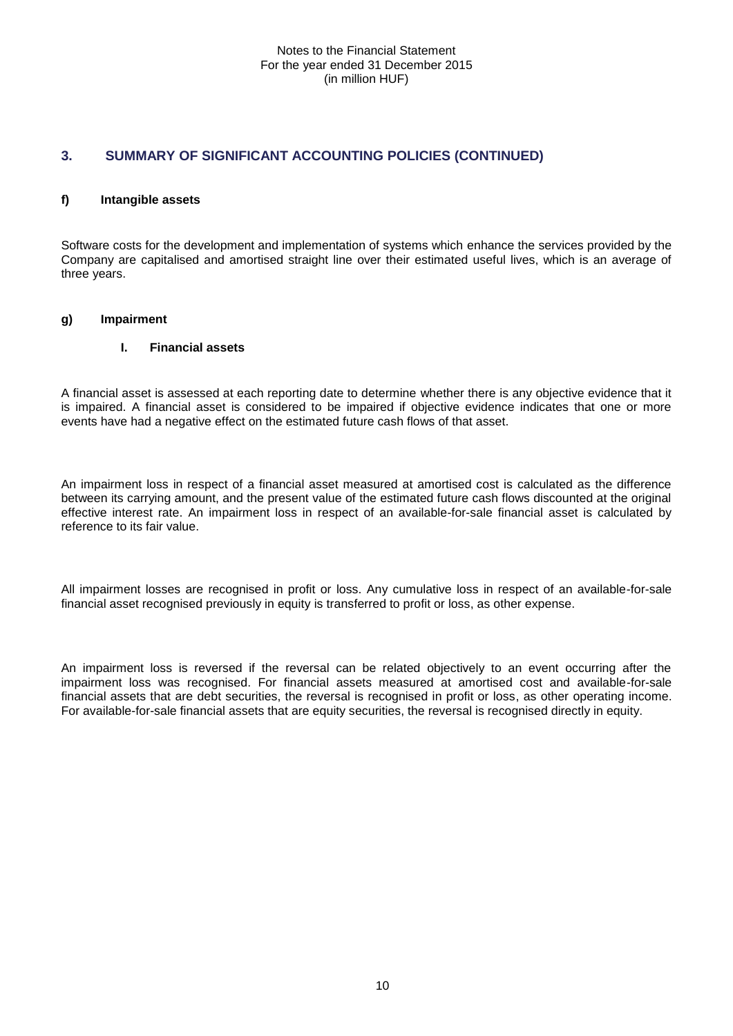## 3. SUMMARY OF SIGNIFICANT ACCOUNTING POLICIES (CONTINUED)

### f) Intangible assets

Software costs for the development and implementation of systems which enhance the services provided by the Company are capitalised and amortised straight line over their estimated useful lives, which is an average of three years.

### g) Impairment

#### I. Financial assets

A financial asset is assessed at each reporting date to determine whether there is any objective evidence that it is impaired. A financial asset is considered to be impaired if objective evidence indicates that one or more events have had a negative effect on the estimated future cash flows of that asset.

An impairment loss in respect of a financial asset measured at amortised cost is calculated as the difference between its carrying amount, and the present value of the estimated future cash flows discounted at the original effective interest rate. An impairment loss in respect of an available-for-sale financial asset is calculated by reference to its fair value.

All impairment losses are recognised in profit or loss. Any cumulative loss in respect of an available-for-sale financial asset recognised previously in equity is transferred to profit or loss, as other expense.

An impairment loss is reversed if the reversal can be related objectively to an event occurring after the impairment loss was recognised. For financial assets measured at amortised cost and available-for-sale financial assets that are debt securities, the reversal is recognised in profit or loss, as other operating income. For available-for-sale financial assets that are equity securities, the reversal is recognised directly in equity.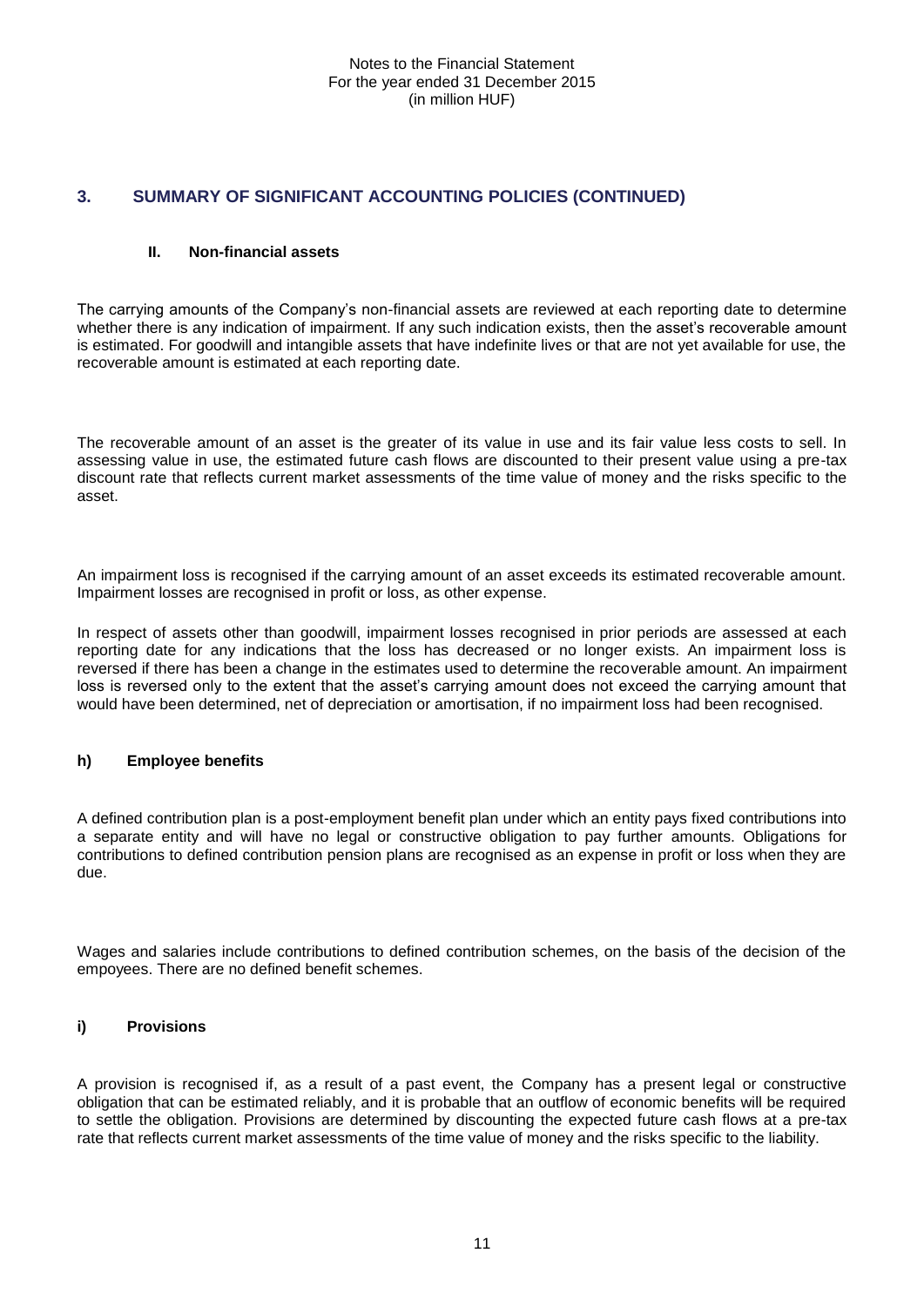## 3. SUMMARY OF SIGNIFICANT ACCOUNTING POLICIES (CONTINUED)

### II. Non-financial assets

The carrying amounts of the Company's non-financial assets are reviewed at each reporting date to determine whether there is any indication of impairment. If any such indication exists, then the asset's recoverable amount is estimated. For goodwill and intangible assets that have indefinite lives or that are not yet available for use, the recoverable amount is estimated at each reporting date.

The recoverable amount of an asset is the greater of its value in use and its fair value less costs to sell. In assessing value in use, the estimated future cash flows are discounted to their present value using a pre-tax discount rate that reflects current market assessments of the time value of money and the risks specific to the asset.

An impairment loss is recognised if the carrying amount of an asset exceeds its estimated recoverable amount. Impairment losses are recognised in profit or loss, as other expense.

In respect of assets other than goodwill, impairment losses recognised in prior periods are assessed at each reporting date for any indications that the loss has decreased or no longer exists. An impairment loss is reversed if there has been a change in the estimates used to determine the recoverable amount. An impairment loss is reversed only to the extent that the asset's carrying amount does not exceed the carrying amount that would have been determined, net of depreciation or amortisation, if no impairment loss had been recognised.

### h) Employee benefits

A defined contribution plan is a post-employment benefit plan under which an entity pays fixed contributions into a separate entity and will have no legal or constructive obligation to pay further amounts. Obligations for contributions to defined contribution pension plans are recognised as an expense in profit or loss when they are due.

Wages and salaries include contributions to defined contribution schemes, on the basis of the decision of the empoyees. There are no defined benefit schemes.

### i) Provisions

A provision is recognised if, as a result of a past event, the Company has a present legal or constructive obligation that can be estimated reliably, and it is probable that an outflow of economic benefits will be required to settle the obligation. Provisions are determined by discounting the expected future cash flows at a pre-tax rate that reflects current market assessments of the time value of money and the risks specific to the liability.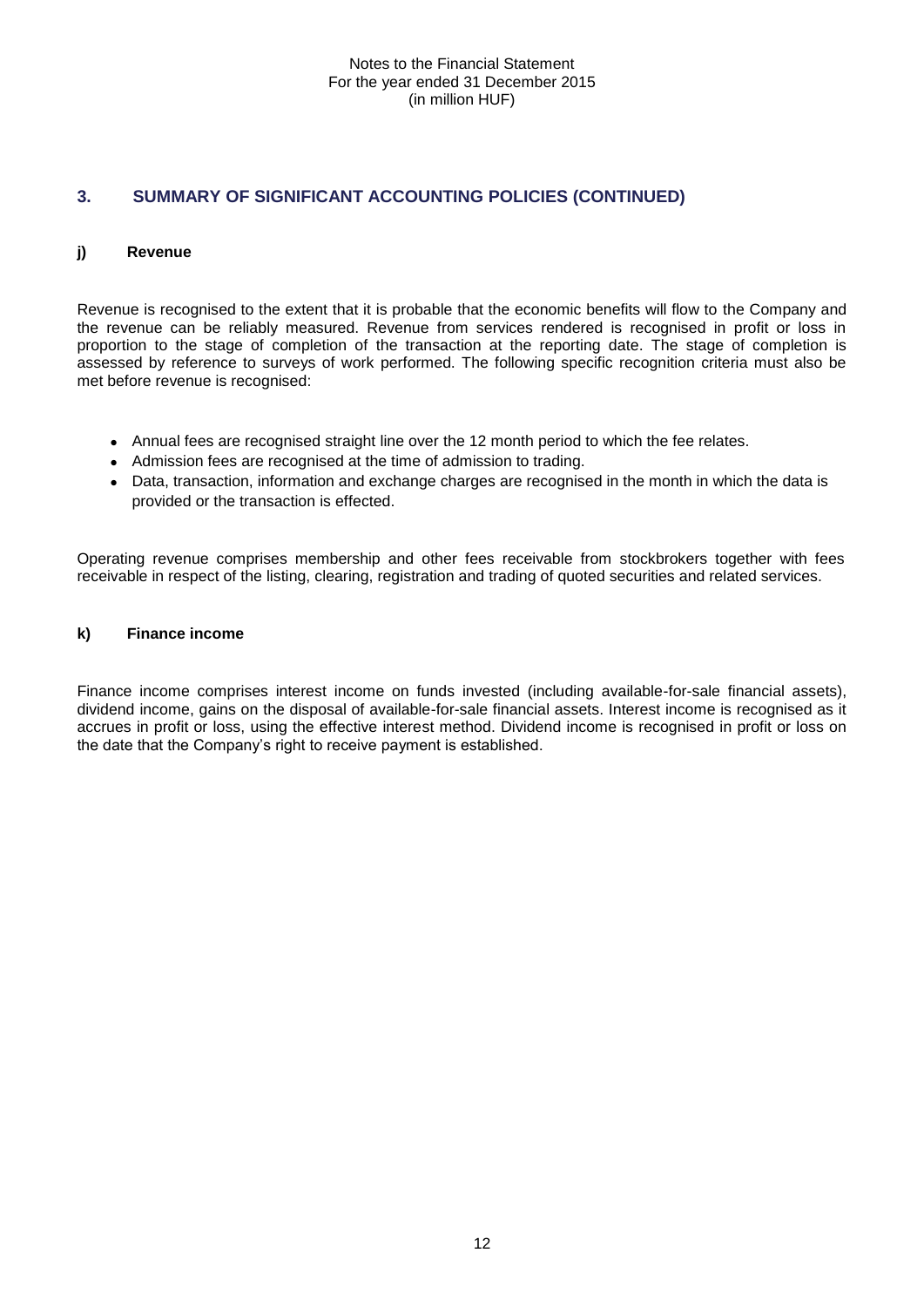## 3. SUMMARY OF SIGNIFICANT ACCOUNTING POLICIES (CONTINUED)

### j) Revenue

Revenue is recognised to the extent that it is probable that the economic benefits will flow to the Company and the revenue can be reliably measured. Revenue from services rendered is recognised in profit or loss in proportion to the stage of completion of the transaction at the reporting date. The stage of completion is assessed by reference to surveys of work performed. The following specific recognition criteria must also be met before revenue is recognised:

- Annual fees are recognised straight line over the 12 month period to which the fee relates.
- Admission fees are recognised at the time of admission to trading.
- Data, transaction, information and exchange charges are recognised in the month in which the data is provided or the transaction is effected.

Operating revenue comprises membership and other fees receivable from stockbrokers together with fees receivable in respect of the listing, clearing, registration and trading of quoted securities and related services.

### k) Finance income

Finance income comprises interest income on funds invested (including available-for-sale financial assets), dividend income, gains on the disposal of available-for-sale financial assets. Interest income is recognised as it accrues in profit or loss, using the effective interest method. Dividend income is recognised in profit or loss on the date that the Company's right to receive payment is established.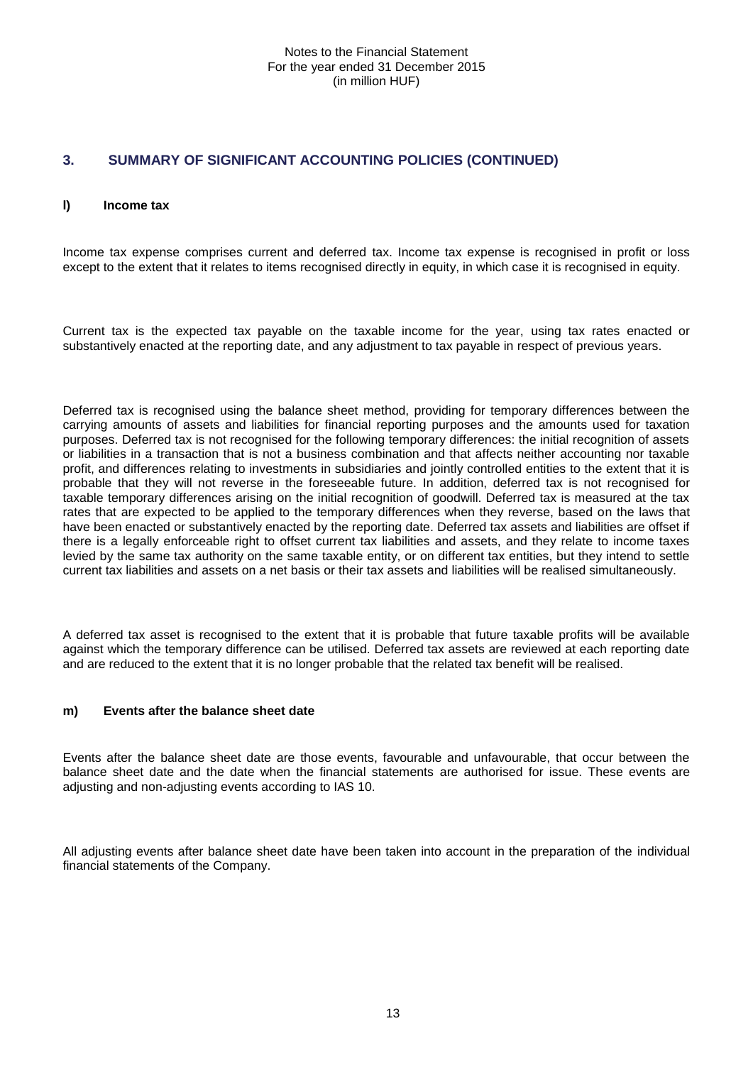## 3. SUMMARY OF SIGNIFICANT ACCOUNTING POLICIES (CONTINUED)

### l) Income tax

Income tax expense comprises current and deferred tax. Income tax expense is recognised in profit or loss except to the extent that it relates to items recognised directly in equity, in which case it is recognised in equity.

Current tax is the expected tax payable on the taxable income for the year, using tax rates enacted or substantively enacted at the reporting date, and any adjustment to tax payable in respect of previous years.

Deferred tax is recognised using the balance sheet method, providing for temporary differences between the carrying amounts of assets and liabilities for financial reporting purposes and the amounts used for taxation purposes. Deferred tax is not recognised for the following temporary differences: the initial recognition of assets or liabilities in a transaction that is not a business combination and that affects neither accounting nor taxable profit, and differences relating to investments in subsidiaries and jointly controlled entities to the extent that it is probable that they will not reverse in the foreseeable future. In addition, deferred tax is not recognised for taxable temporary differences arising on the initial recognition of goodwill. Deferred tax is measured at the tax rates that are expected to be applied to the temporary differences when they reverse, based on the laws that have been enacted or substantively enacted by the reporting date. Deferred tax assets and liabilities are offset if there is a legally enforceable right to offset current tax liabilities and assets, and they relate to income taxes levied by the same tax authority on the same taxable entity, or on different tax entities, but they intend to settle current tax liabilities and assets on a net basis or their tax assets and liabilities will be realised simultaneously.

A deferred tax asset is recognised to the extent that it is probable that future taxable profits will be available against which the temporary difference can be utilised. Deferred tax assets are reviewed at each reporting date and are reduced to the extent that it is no longer probable that the related tax benefit will be realised.

### m) Events after the balance sheet date

Events after the balance sheet date are those events, favourable and unfavourable, that occur between the balance sheet date and the date when the financial statements are authorised for issue. These events are adjusting and non-adjusting events according to IAS 10.

All adjusting events after balance sheet date have been taken into account in the preparation of the individual financial statements of the Company.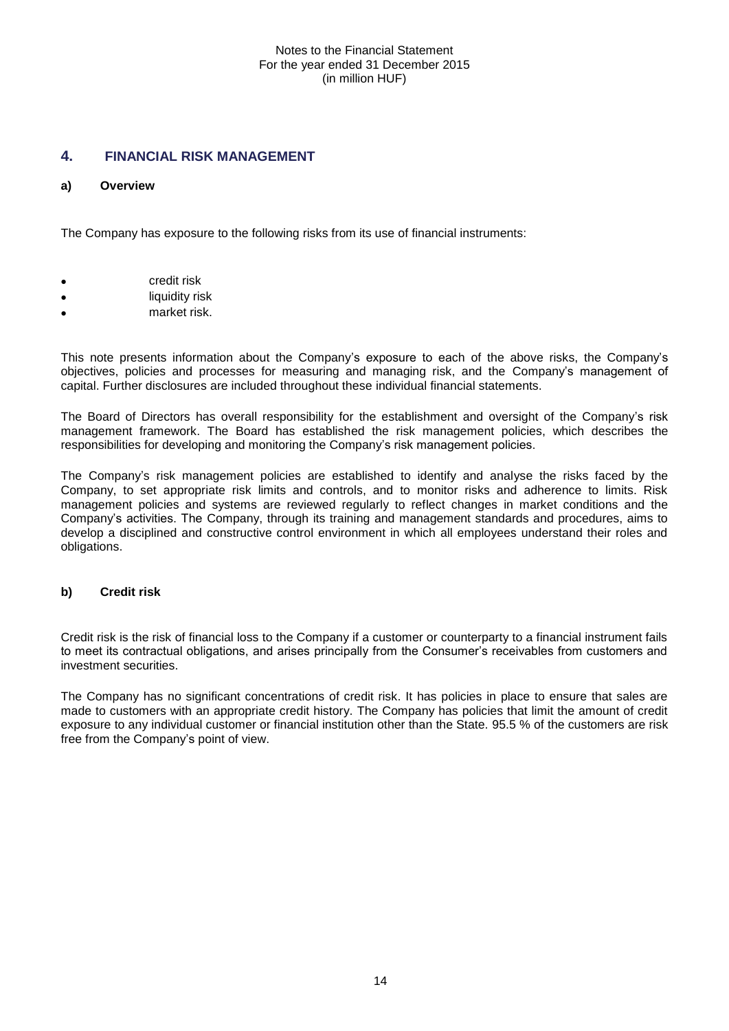## 4. FINANCIAL RISK MANAGEMENT

### a) Overview

The Company has exposure to the following risks from its use of financial instruments:

- credit risk
- liquidity risk
- market risk.

This note presents information about the Company's exposure to each of the above risks, the Company's objectives, policies and processes for measuring and managing risk, and the Company's management of capital. Further disclosures are included throughout these individual financial statements.

The Board of Directors has overall responsibility for the establishment and oversight of the Company's risk management framework. The Board has established the risk management policies, which describes the responsibilities for developing and monitoring the Company's risk management policies.

The Company's risk management policies are established to identify and analyse the risks faced by the Company, to set appropriate risk limits and controls, and to monitor risks and adherence to limits. Risk management policies and systems are reviewed regularly to reflect changes in market conditions and the Company's activities. The Company, through its training and management standards and procedures, aims to develop a disciplined and constructive control environment in which all employees understand their roles and obligations.

### b) Credit risk

Credit risk is the risk of financial loss to the Company if a customer or counterparty to a financial instrument fails to meet its contractual obligations, and arises principally from the Consumer's receivables from customers and investment securities.

The Company has no significant concentrations of credit risk. It has policies in place to ensure that sales are made to customers with an appropriate credit history. The Company has policies that limit the amount of credit exposure to any individual customer or financial institution other than the State. 95.5 % of the customers are risk free from the Company's point of view.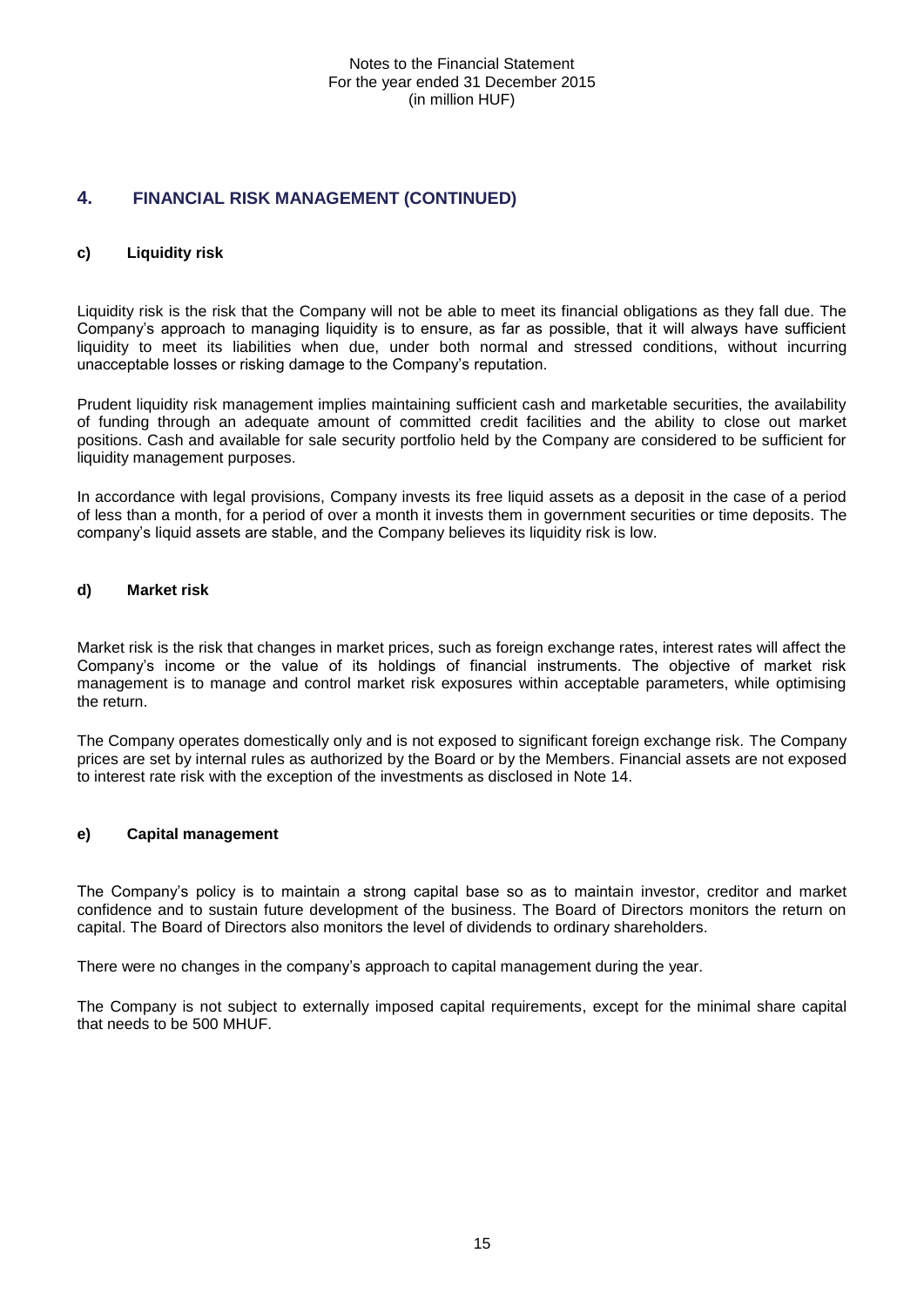## 4. FINANCIAL RISK MANAGEMENT (CONTINUED)

### c) Liquidity risk

Liquidity risk is the risk that the Company will not be able to meet its financial obligations as they fall due. The Company's approach to managing liquidity is to ensure, as far as possible, that it will always have sufficient liquidity to meet its liabilities when due, under both normal and stressed conditions, without incurring unacceptable losses or risking damage to the Company's reputation.

Prudent liquidity risk management implies maintaining sufficient cash and marketable securities, the availability of funding through an adequate amount of committed credit facilities and the ability to close out market positions. Cash and available for sale security portfolio held by the Company are considered to be sufficient for liquidity management purposes.

In accordance with legal provisions, Company invests its free liquid assets as a deposit in the case of a period of less than a month, for a period of over a month it invests them in government securities or time deposits. The company's liquid assets are stable, and the Company believes its liquidity risk is low.

### d) Market risk

Market risk is the risk that changes in market prices, such as foreign exchange rates, interest rates will affect the Company's income or the value of its holdings of financial instruments. The objective of market risk management is to manage and control market risk exposures within acceptable parameters, while optimising the return.

The Company operates domestically only and is not exposed to significant foreign exchange risk. The Company prices are set by internal rules as authorized by the Board or by the Members. Financial assets are not exposed to interest rate risk with the exception of the investments as disclosed in Note 14.

### e) Capital management

The Company's policy is to maintain a strong capital base so as to maintain investor, creditor and market confidence and to sustain future development of the business. The Board of Directors monitors the return on capital. The Board of Directors also monitors the level of dividends to ordinary shareholders.

There were no changes in the company's approach to capital management during the year.

The Company is not subject to externally imposed capital requirements, except for the minimal share capital that needs to be 500 MHUF.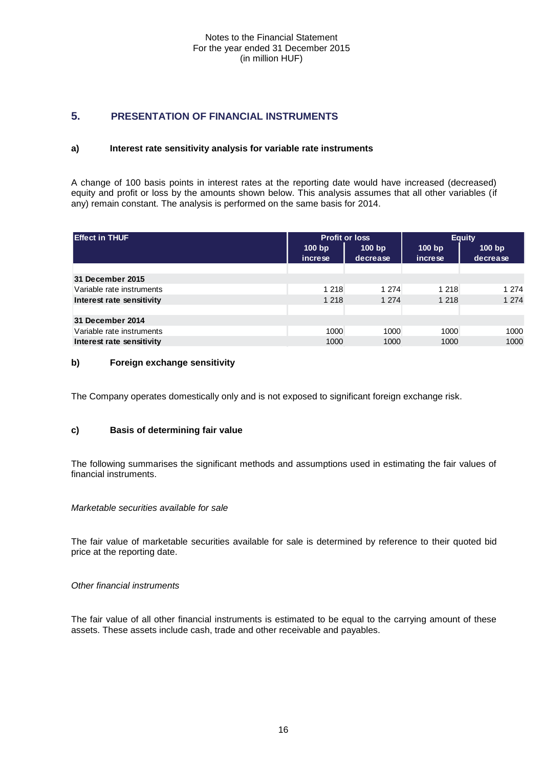Notes to the Financial Statement
For the year ended 31 December 2015
(in million HUF)

## 5. PRESENTATION OF FINANCIAL INSTRUMENTS

### a) Interest rate sensitivity analysis for variable rate instruments

A change of 100 basis points in interest rates at the reporting date would have increased (decreased) equity and profit or loss by the amounts shown below. This analysis assumes that all other variables (if any) remain constant. The analysis is performed on the same basis for 2014.

| Effect in THUF | Profit or loss | | Equity | |
|---|---|---|---|---|
| | 100 bp increse | 100 bp decrease | 100 bp increse | 100 bp decrease |
| **31 December 2015** | | | | |
| Variable rate instruments | 1 218 | 1 274 | 1 218 | 1 274 |
| **Interest rate sensitivity** | 1 218 | 1 274 | 1 218 | 1 274 |
| **31 December 2014** | | | | |
| Variable rate instruments | 1000 | 1000 | 1000 | 1000 |
| **Interest rate sensitivity** | 1000 | 1000 | 1000 | 1000 |

### b) Foreign exchange sensitivity

The Company operates domestically only and is not exposed to significant foreign exchange risk.

### c) Basis of determining fair value

The following summarises the significant methods and assumptions used in estimating the fair values of financial instruments.

*Marketable securities available for sale*

The fair value of marketable securities available for sale is determined by reference to their quoted bid price at the reporting date.

*Other financial instruments*

The fair value of all other financial instruments is estimated to be equal to the carrying amount of these assets. These assets include cash, trade and other receivable and payables.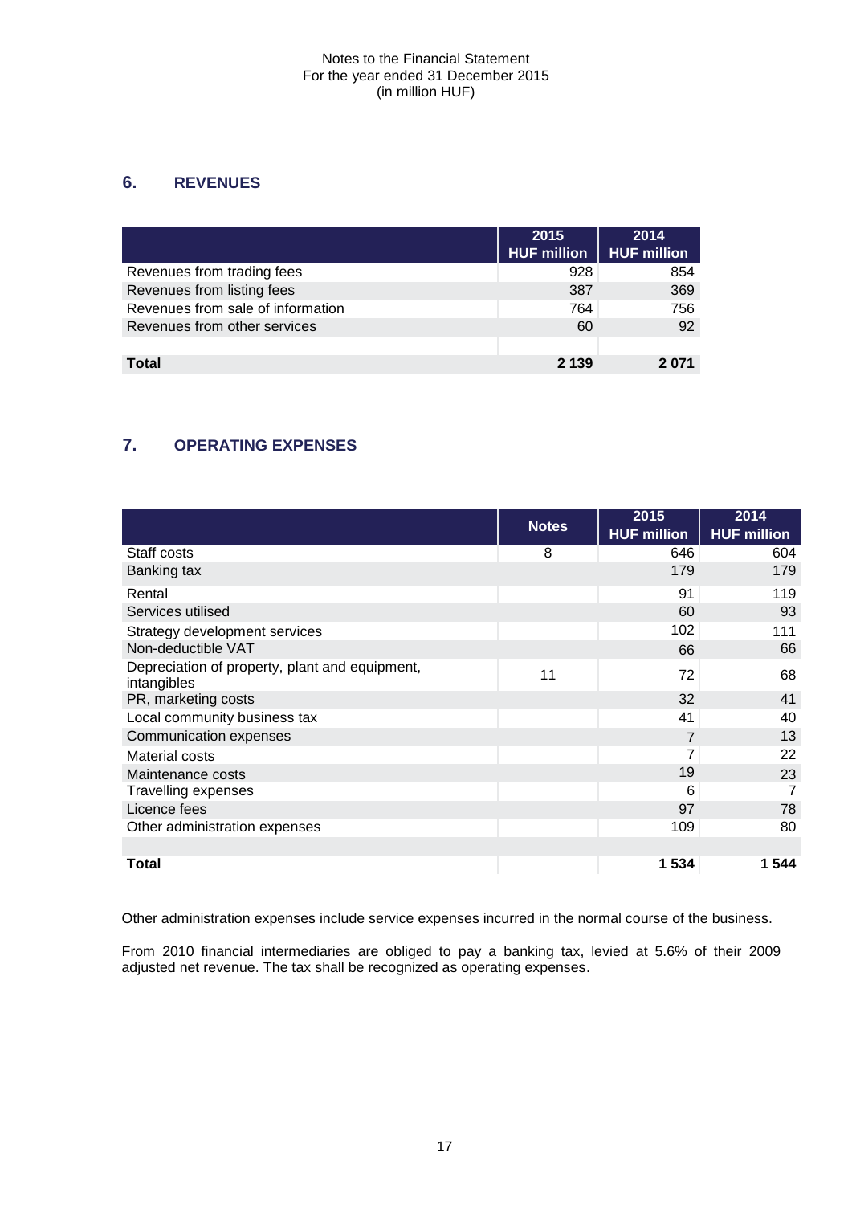## 6. REVENUES

| | 2015 HUF million | 2014 HUF million |
|---|---|---|
| Revenues from trading fees | 928 | 854 |
| Revenues from listing fees | 387 | 369 |
| Revenues from sale of information | 764 | 756 |
| Revenues from other services | 60 | 92 |
| | | |
| **Total** | **2 139** | **2 071** |

## 7. OPERATING EXPENSES

| | Notes | 2015 HUF million | 2014 HUF million |
|---|---|---|---|
| Staff costs | 8 | 646 | 604 |
| Banking tax | | 179 | 179 |
| Rental | | 91 | 119 |
| Services utilised | | 60 | 93 |
| Strategy development services | | 102 | 111 |
| Non-deductible VAT | | 66 | 66 |
| Depreciation of property, plant and equipment, intangibles | 11 | 72 | 68 |
| PR, marketing costs | | 32 | 41 |
| Local community business tax | | 41 | 40 |
| Communication expenses | | 7 | 13 |
| Material costs | | 7 | 22 |
| Maintenance costs | | 19 | 23 |
| Travelling expenses | | 6 | 7 |
| Licence fees | | 97 | 78 |
| Other administration expenses | | 109 | 80 |
| | | | |
| **Total** | | **1 534** | **1 544** |

Other administration expenses include service expenses incurred in the normal course of the business.

From 2010 financial intermediaries are obliged to pay a banking tax, levied at 5.6% of their 2009 adjusted net revenue. The tax shall be recognized as operating expenses.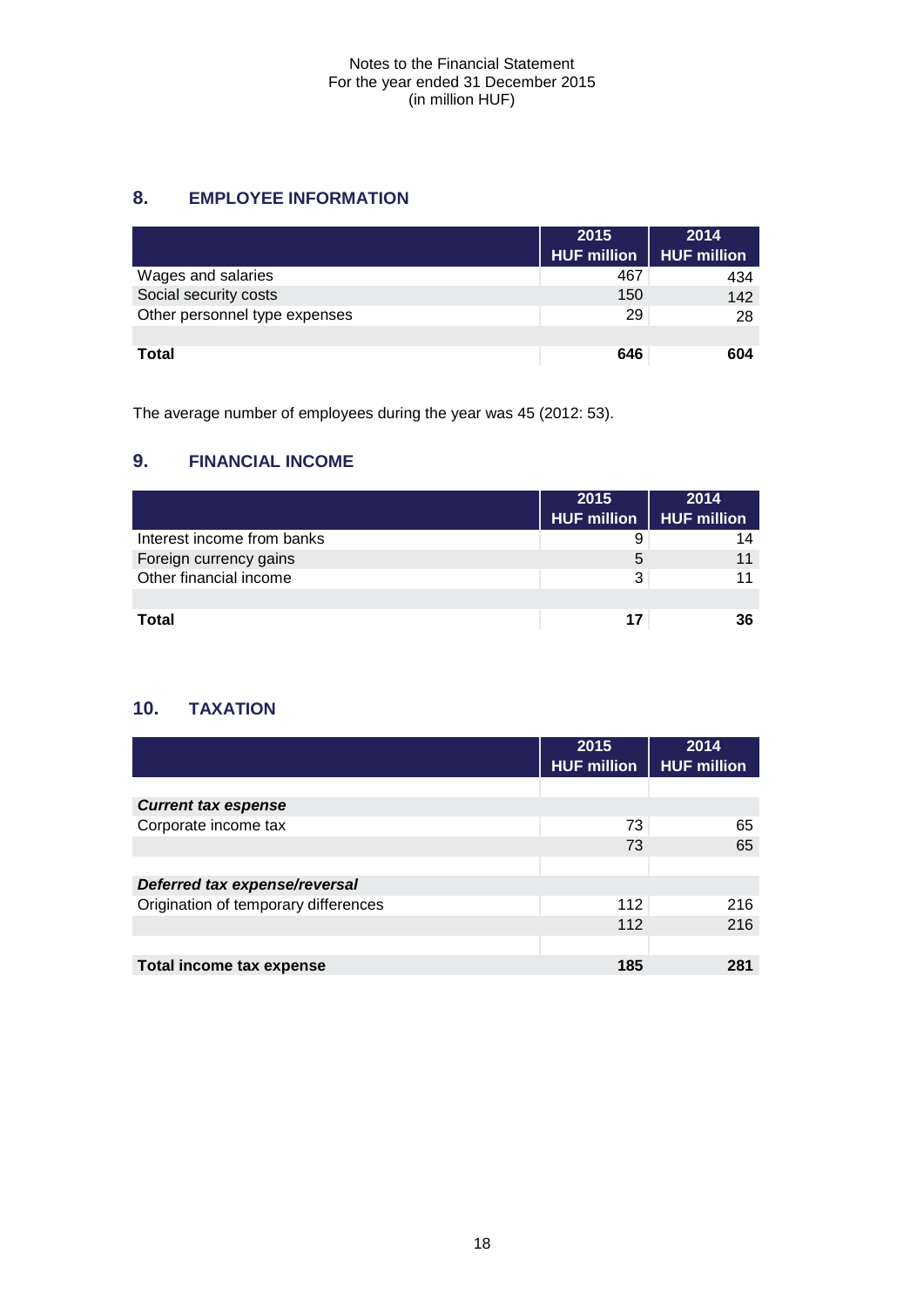Notes to the Financial Statement
For the year ended 31 December 2015
(in million HUF)

## 8. EMPLOYEE INFORMATION

| | 2015<br>HUF million | 2014<br>HUF million |
|---|---|---|
| Wages and salaries | 467 | 434 |
| Social security costs | 150 | 142 |
| Other personnel type expenses | 29 | 28 |
| | | |
| **Total** | **646** | **604** |

The average number of employees during the year was 45 (2012: 53).

## 9. FINANCIAL INCOME

| | 2015<br>HUF million | 2014<br>HUF million |
|---|---|---|
| Interest income from banks | 9 | 14 |
| Foreign currency gains | 5 | 11 |
| Other financial income | 3 | 11 |
| | | |
| **Total** | **17** | **36** |

## 10. TAXATION

| | 2015<br>HUF million | 2014<br>HUF million |
|---|---|---|
| | | |
| ***Current tax espense*** | | |
| Corporate income tax | 73 | 65 |
| | 73 | 65 |
| | | |
| ***Deferred tax expense/reversal*** | | |
| Origination of temporary differences | 112 | 216 |
| | 112 | 216 |
| | | |
| **Total income tax expense** | **185** | **281** |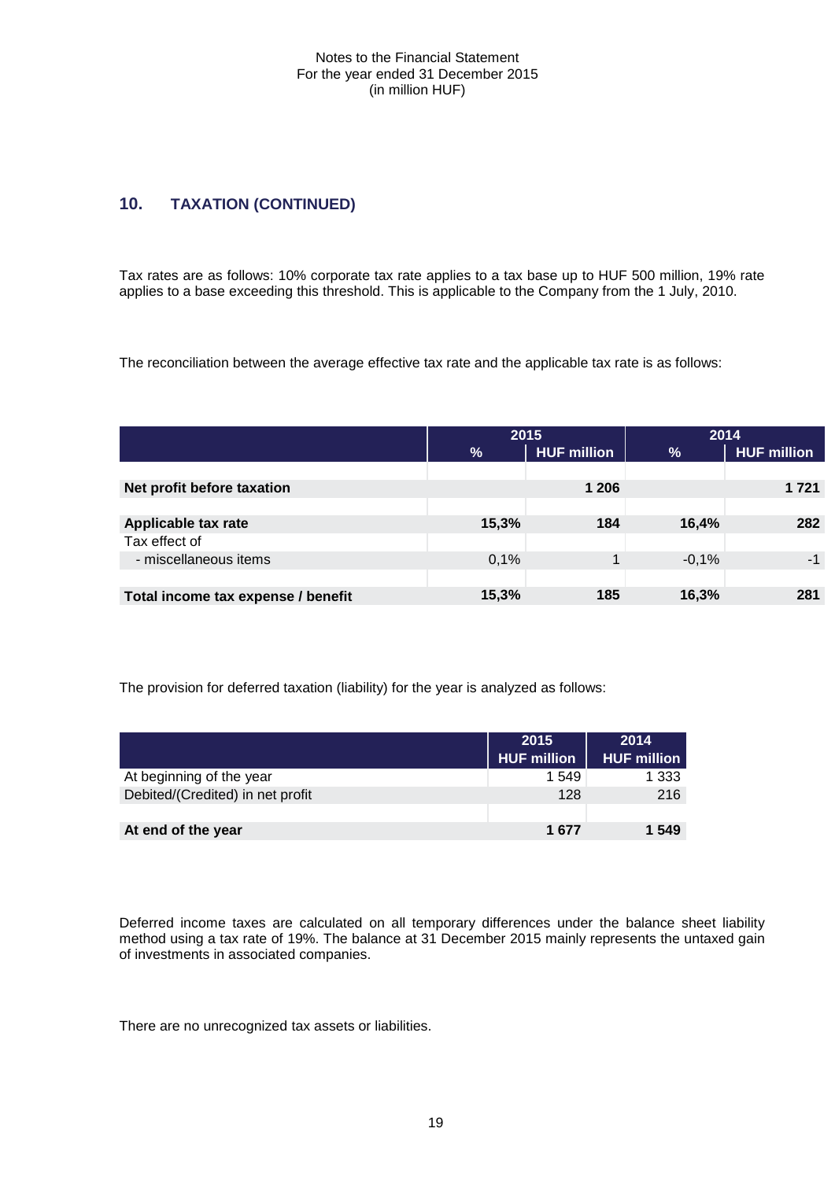## 10. TAXATION (CONTINUED)

Tax rates are as follows: 10% corporate tax rate applies to a tax base up to HUF 500 million, 19% rate applies to a base exceeding this threshold. This is applicable to the Company from the 1 July, 2010.

The reconciliation between the average effective tax rate and the applicable tax rate is as follows:

| | 2015 | | 2014 | |
|---|---|---|---|---|
| | % | HUF million | % | HUF million |
| **Net profit before taxation** | | **1 206** | | **1 721** |
| **Applicable tax rate** | **15,3%** | **184** | **16,4%** | **282** |
| Tax effect of | | | | |
| - miscellaneous items | 0,1% | 1 | -0,1% | -1 |
| **Total income tax expense / benefit** | **15,3%** | **185** | **16,3%** | **281** |

The provision for deferred taxation (liability) for the year is analyzed as follows:

| | 2015 HUF million | 2014 HUF million |
|---|---|---|
| At beginning of the year | 1 549 | 1 333 |
| Debited/(Credited) in net profit | 128 | 216 |
| **At end of the year** | **1 677** | **1 549** |

Deferred income taxes are calculated on all temporary differences under the balance sheet liability method using a tax rate of 19%. The balance at 31 December 2015 mainly represents the untaxed gain of investments in associated companies.

There are no unrecognized tax assets or liabilities.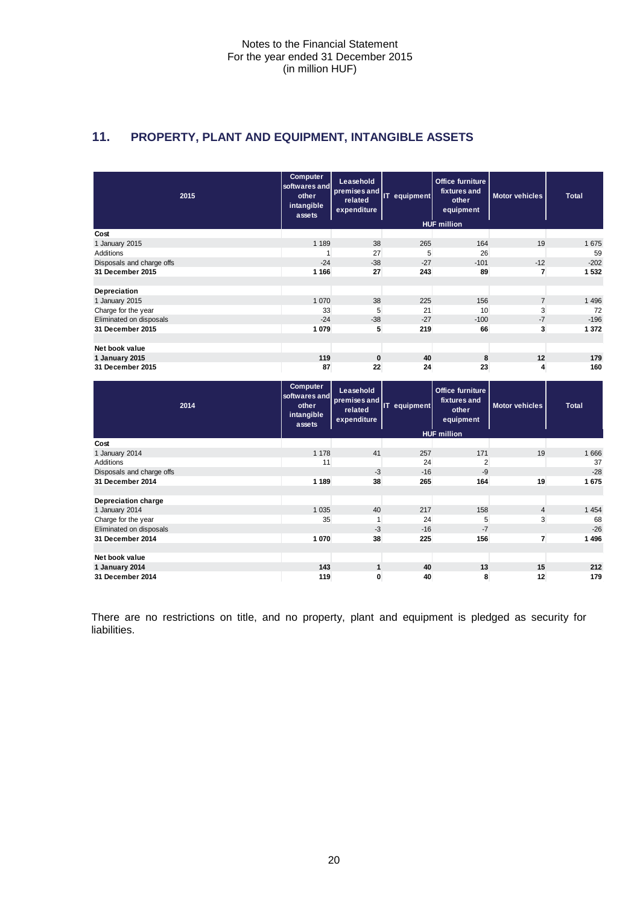## 11. PROPERTY, PLANT AND EQUIPMENT, INTANGIBLE ASSETS

| 2015 | Computer softwares and other intangible assets | Leasehold premises and related expenditure | IT equipment | Office furniture fixtures and other equipment | Motor vehicles | Total |
|---|---|---|---|---|---|---|
| | | | | HUF million | | |
| **Cost** | | | | | | |
| 1 January 2015 | 1 189 | 38 | 265 | 164 | 19 | 1 675 |
| Additions | 1 | 27 | 5 | 26 | | 59 |
| Disposals and charge offs | -24 | -38 | -27 | -101 | -12 | -202 |
| **31 December 2015** | **1 166** | **27** | **243** | **89** | **7** | **1 532** |
| | | | | | | |
| **Depreciation** | | | | | | |
| 1 January 2015 | 1 070 | 38 | 225 | 156 | 7 | 1 496 |
| Charge for the year | 33 | 5 | 21 | 10 | 3 | 72 |
| Eliminated on disposals | -24 | -38 | -27 | -100 | -7 | -196 |
| **31 December 2015** | **1 079** | **5** | **219** | **66** | **3** | **1 372** |
| | | | | | | |
| **Net book value** | | | | | | |
| **1 January 2015** | **119** | **0** | **40** | **8** | **12** | **179** |
| **31 December 2015** | **87** | **22** | **24** | **23** | **4** | **160** |

| 2014 | Computer softwares and other intangible assets | Leasehold premises and related expenditure | IT equipment | Office furniture fixtures and other equipment | Motor vehicles | Total |
|---|---|---|---|---|---|---|
| | | | | HUF million | | |
| **Cost** | | | | | | |
| 1 January 2014 | 1 178 | 41 | 257 | 171 | 19 | 1 666 |
| Additions | 11 | | 24 | 2 | | 37 |
| Disposals and charge offs | | -3 | -16 | -9 | | -28 |
| **31 December 2014** | **1 189** | **38** | **265** | **164** | **19** | **1 675** |
| | | | | | | |
| **Depreciation charge** | | | | | | |
| 1 January 2014 | 1 035 | 40 | 217 | 158 | 4 | 1 454 |
| Charge for the year | 35 | 1 | 24 | 5 | 3 | 68 |
| Eliminated on disposals | | -3 | -16 | -7 | | -26 |
| **31 December 2014** | **1 070** | **38** | **225** | **156** | **7** | **1 496** |
| | | | | | | |
| **Net book value** | | | | | | |
| **1 January 2014** | **143** | **1** | **40** | **13** | **15** | **212** |
| **31 December 2014** | **119** | **0** | **40** | **8** | **12** | **179** |

There are no restrictions on title, and no property, plant and equipment is pledged as security for liabilities.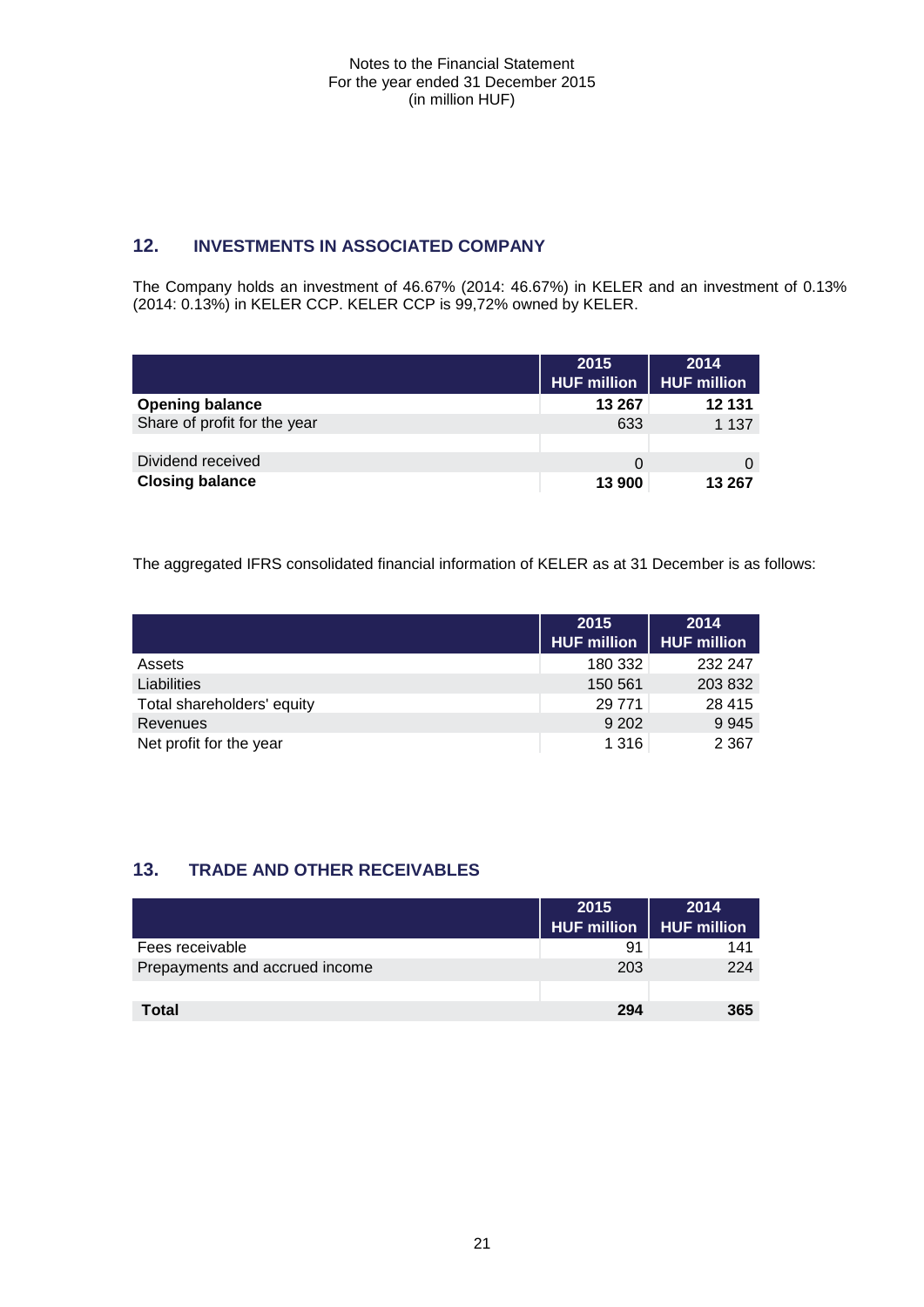## 12. INVESTMENTS IN ASSOCIATED COMPANY

The Company holds an investment of 46.67% (2014: 46.67%) in KELER and an investment of 0.13% (2014: 0.13%) in KELER CCP. KELER CCP is 99,72% owned by KELER.

| | 2015 HUF million | 2014 HUF million |
|---|---|---|
| **Opening balance** | **13 267** | **12 131** |
| Share of profit for the year | 633 | 1 137 |
| | | |
| Dividend received | 0 | 0 |
| **Closing balance** | **13 900** | **13 267** |

The aggregated IFRS consolidated financial information of KELER as at 31 December is as follows:

| | 2015 HUF million | 2014 HUF million |
|---|---|---|
| Assets | 180 332 | 232 247 |
| Liabilities | 150 561 | 203 832 |
| Total shareholders' equity | 29 771 | 28 415 |
| Revenues | 9 202 | 9 945 |
| Net profit for the year | 1 316 | 2 367 |

## 13. TRADE AND OTHER RECEIVABLES

| | 2015 HUF million | 2014 HUF million |
|---|---|---|
| Fees receivable | 91 | 141 |
| Prepayments and accrued income | 203 | 224 |
| | | |
| **Total** | **294** | **365** |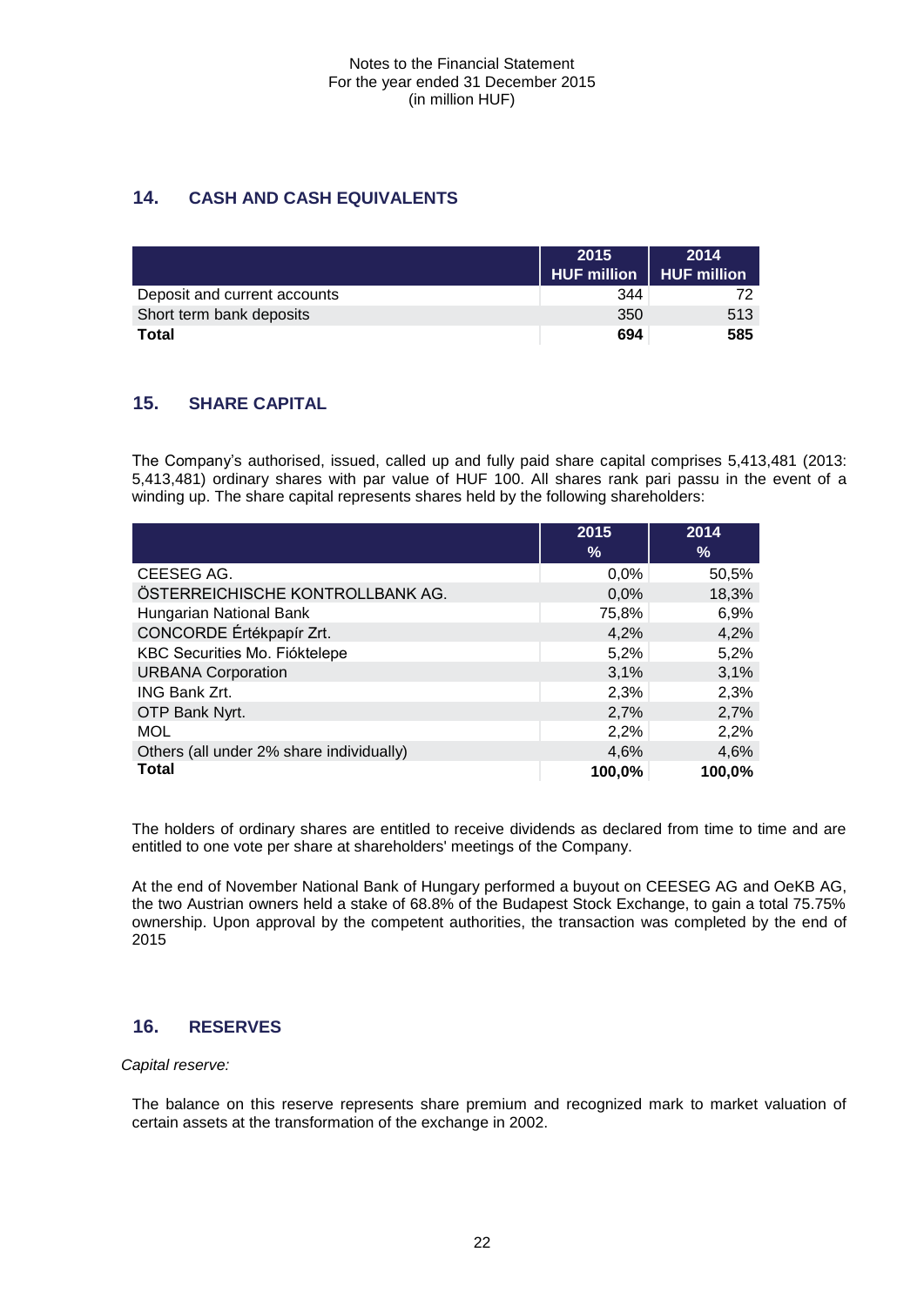## 14. CASH AND CASH EQUIVALENTS

| | 2015<br>HUF million | 2014<br>HUF million |
|---|---|---|
| Deposit and current accounts | 344 | 72 |
| Short term bank deposits | 350 | 513 |
| **Total** | **694** | **585** |

## 15. SHARE CAPITAL

The Company's authorised, issued, called up and fully paid share capital comprises 5,413,481 (2013: 5,413,481) ordinary shares with par value of HUF 100. All shares rank pari passu in the event of a winding up. The share capital represents shares held by the following shareholders:

| | 2015<br>% | 2014<br>% |
|---|---|---|
| CEESEG AG. | 0,0% | 50,5% |
| ÖSTERREICHISCHE KONTROLLBANK AG. | 0,0% | 18,3% |
| Hungarian National Bank | 75,8% | 6,9% |
| CONCORDE Értékpapír Zrt. | 4,2% | 4,2% |
| KBC Securities Mo. Fióktelepe | 5,2% | 5,2% |
| URBANA Corporation | 3,1% | 3,1% |
| ING Bank Zrt. | 2,3% | 2,3% |
| OTP Bank Nyrt. | 2,7% | 2,7% |
| MOL | 2,2% | 2,2% |
| Others (all under 2% share individually) | 4,6% | 4,6% |
| **Total** | **100,0%** | **100,0%** |

The holders of ordinary shares are entitled to receive dividends as declared from time to time and are entitled to one vote per share at shareholders' meetings of the Company.

At the end of November National Bank of Hungary performed a buyout on CEESEG AG and OeKB AG, the two Austrian owners held a stake of 68.8% of the Budapest Stock Exchange, to gain a total 75.75% ownership. Upon approval by the competent authorities, the transaction was completed by the end of 2015

## 16. RESERVES

*Capital reserve:*

The balance on this reserve represents share premium and recognized mark to market valuation of certain assets at the transformation of the exchange in 2002.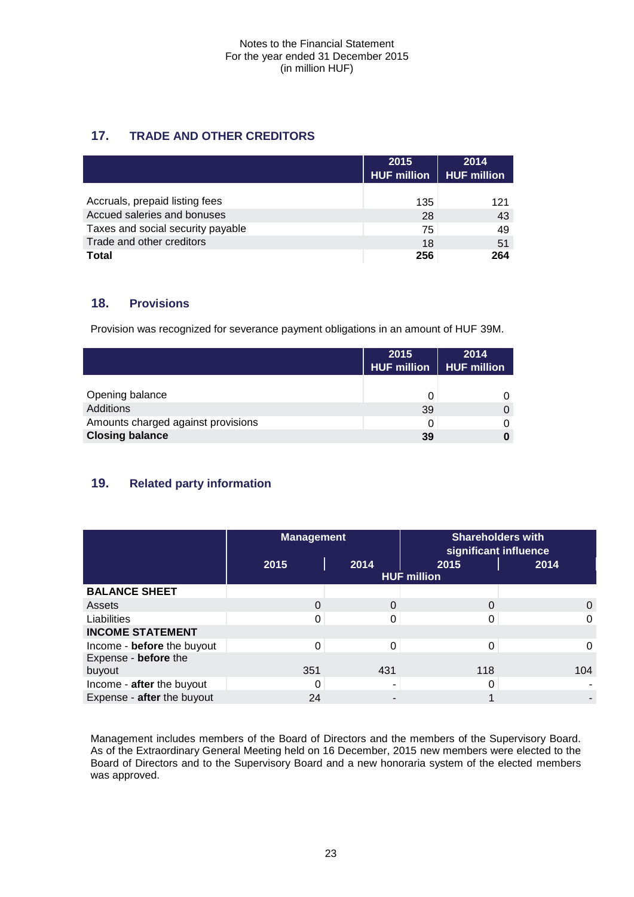## 17. TRADE AND OTHER CREDITORS

| | 2015 HUF million | 2014 HUF million |
|---|---|---|
| Accruals, prepaid listing fees | 135 | 121 |
| Accued saleries and bonuses | 28 | 43 |
| Taxes and social security payable | 75 | 49 |
| Trade and other creditors | 18 | 51 |
| **Total** | **256** | **264** |

## 18. Provisions

Provision was recognized for severance payment obligations in an amount of HUF 39M.

| | 2015 HUF million | 2014 HUF million |
|---|---|---|
| Opening balance | 0 | 0 |
| Additions | 39 | 0 |
| Amounts charged against provisions | 0 | 0 |
| **Closing balance** | **39** | **0** |

## 19. Related party information

| | Management | | Shareholders with significant influence | |
|---|---|---|---|---|
| | 2015 | 2014 | 2015 | 2014 |
| | HUF million | | | |
| **BALANCE SHEET** | | | | |
| Assets | 0 | 0 | 0 | 0 |
| Liabilities | 0 | 0 | 0 | 0 |
| **INCOME STATEMENT** | | | | |
| Income - **before** the buyout | 0 | 0 | 0 | 0 |
| Expense - **before** the buyout | 351 | 431 | 118 | 104 |
| Income - **after** the buyout | 0 | - | 0 | - |
| Expense - **after** the buyout | 24 | - | 1 | - |

Management includes members of the Board of Directors and the members of the Supervisory Board. As of the Extraordinary General Meeting held on 16 December, 2015 new members were elected to the Board of Directors and to the Supervisory Board and a new honoraria system of the elected members was approved.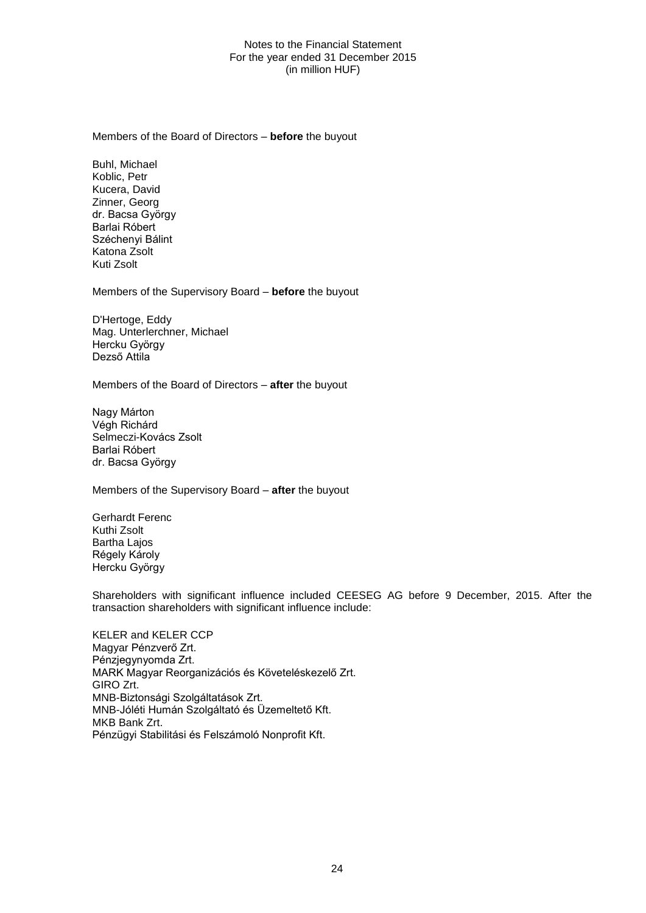Members of the Board of Directors – **before** the buyout

Buhl, Michael
Koblic, Petr
Kucera, David
Zinner, Georg
dr. Bacsa György
Barlai Róbert
Széchenyi Bálint
Katona Zsolt
Kuti Zsolt

Members of the Supervisory Board – **before** the buyout

D'Hertoge, Eddy
Mag. Unterlerchner, Michael
Hercku György
Dezső Attila

Members of the Board of Directors – **after** the buyout

Nagy Márton
Végh Richárd
Selmeczi-Kovács Zsolt
Barlai Róbert
dr. Bacsa György

Members of the Supervisory Board – **after** the buyout

Gerhardt Ferenc
Kuthi Zsolt
Bartha Lajos
Régely Károly
Hercku György

Shareholders with significant influence included CEESEG AG before 9 December, 2015. After the transaction shareholders with significant influence include:

KELER and KELER CCP
Magyar Pénzverő Zrt.
Pénzjegynyomda Zrt.
MARK Magyar Reorganizációs és Követeléskezelő Zrt.
GIRO Zrt.
MNB-Biztonsági Szolgáltatások Zrt.
MNB-Jóléti Humán Szolgáltató és Üzemeltető Kft.
MKB Bank Zrt.
Pénzügyi Stabilitási és Felszámoló Nonprofit Kft.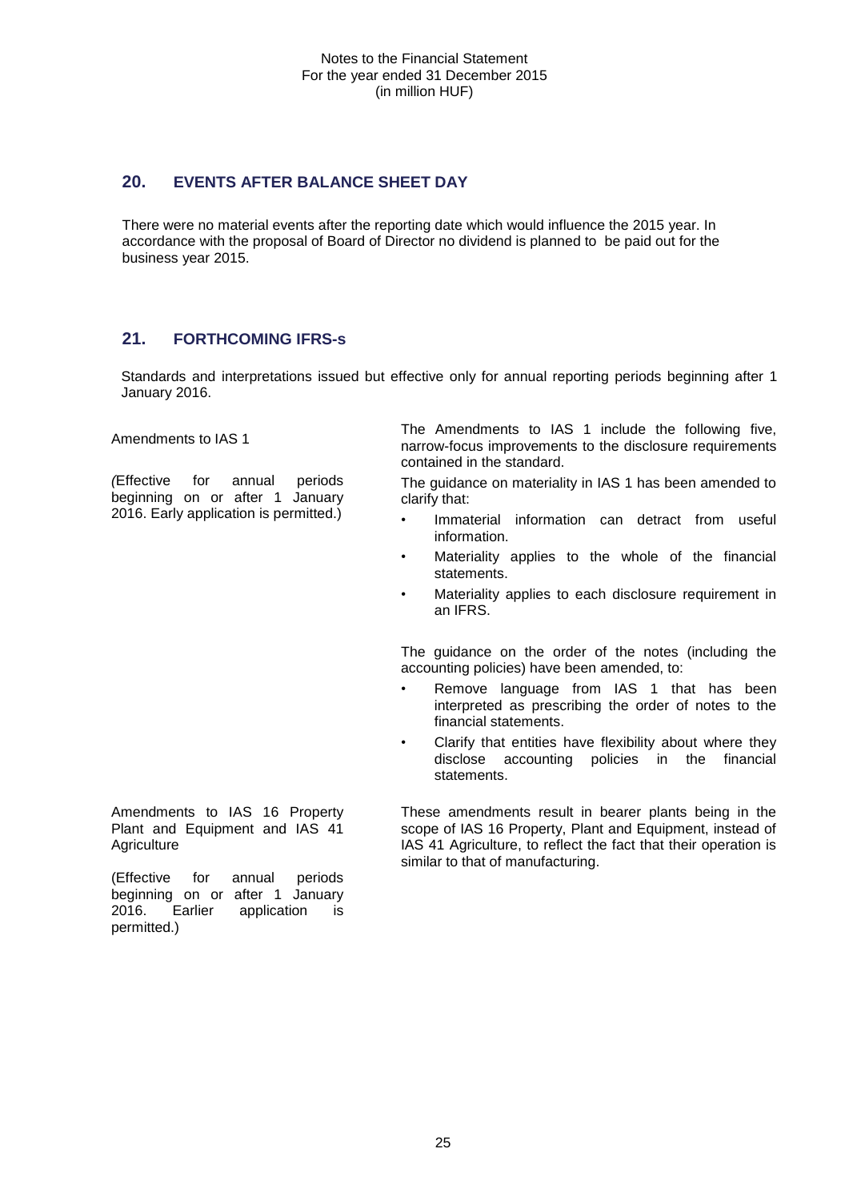## 20. EVENTS AFTER BALANCE SHEET DAY

There were no material events after the reporting date which would influence the 2015 year. In accordance with the proposal of Board of Director no dividend is planned to be paid out for the business year 2015.

## 21. FORTHCOMING IFRS-s

Standards and interpretations issued but effective only for annual reporting periods beginning after 1 January 2016.

Amendments to IAS 1

*(Effective for annual periods beginning on or after 1 January 2016. Early application is permitted.)*

The Amendments to IAS 1 include the following five, narrow-focus improvements to the disclosure requirements contained in the standard.

The guidance on materiality in IAS 1 has been amended to clarify that:

- Immaterial information can detract from useful information.
- Materiality applies to the whole of the financial statements.
- Materiality applies to each disclosure requirement in an IFRS.

The guidance on the order of the notes (including the accounting policies) have been amended, to:

- Remove language from IAS 1 that has been interpreted as prescribing the order of notes to the financial statements.
- Clarify that entities have flexibility about where they disclose accounting policies in the financial statements.

Amendments to IAS 16 Property Plant and Equipment and IAS 41 Agriculture

(Effective for annual periods beginning on or after 1 January 2016. Earlier application is permitted.)

These amendments result in bearer plants being in the scope of IAS 16 Property, Plant and Equipment, instead of IAS 41 Agriculture, to reflect the fact that their operation is similar to that of manufacturing.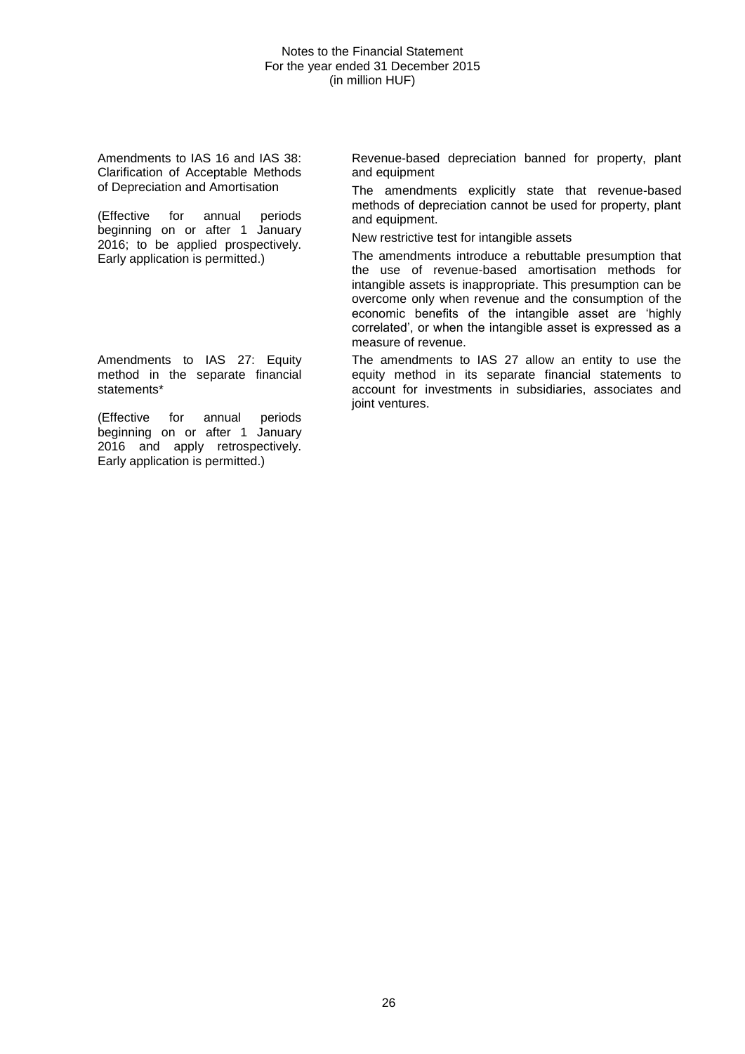| | |
|---|---|
| Amendments to IAS 16 and IAS 38: Clarification of Acceptable Methods of Depreciation and Amortisation<br><br>(Effective for annual periods beginning on or after 1 January 2016; to be applied prospectively. Early application is permitted.) | Revenue-based depreciation banned for property, plant and equipment<br><br>The amendments explicitly state that revenue-based methods of depreciation cannot be used for property, plant and equipment.<br><br>New restrictive test for intangible assets<br><br>The amendments introduce a rebuttable presumption that the use of revenue-based amortisation methods for intangible assets is inappropriate. This presumption can be overcome only when revenue and the consumption of the economic benefits of the intangible asset are 'highly correlated', or when the intangible asset is expressed as a measure of revenue. |
| Amendments to IAS 27: Equity method in the separate financial statements*<br><br>(Effective for annual periods beginning on or after 1 January 2016 and apply retrospectively. Early application is permitted.) | The amendments to IAS 27 allow an entity to use the equity method in its separate financial statements to account for investments in subsidiaries, associates and joint ventures. |